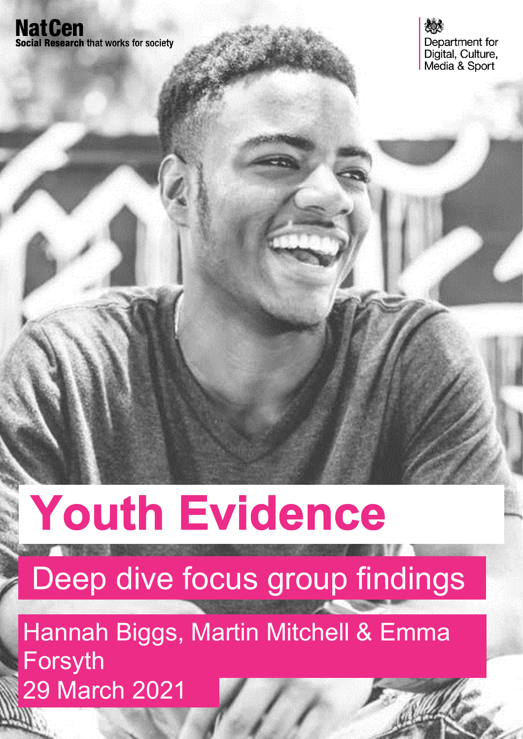NatCen
**Social Research** that works for society

Department for Digital, Culture, Media & Sport

# Youth Evidence

## Deep dive focus group findings

Hannah Biggs, Martin Mitchell & Emma Forsyth

29 March 2021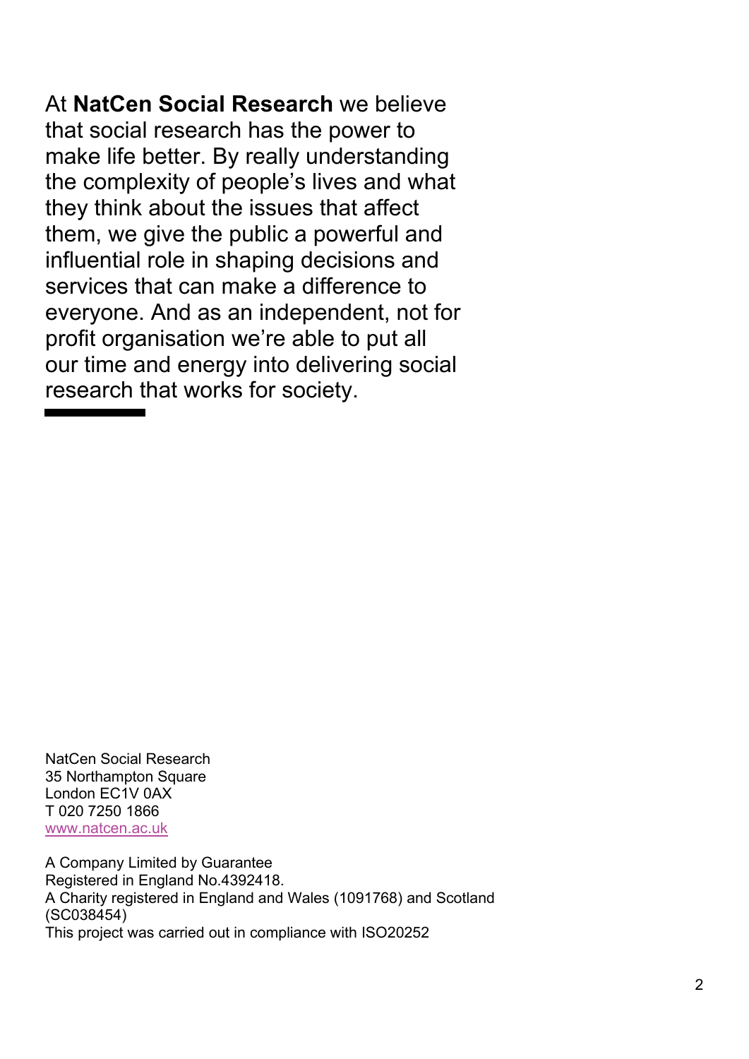At **NatCen Social Research** we believe that social research has the power to make life better. By really understanding the complexity of people's lives and what they think about the issues that affect them, we give the public a powerful and influential role in shaping decisions and services that can make a difference to everyone. And as an independent, not for profit organisation we're able to put all our time and energy into delivering social research that works for society.

NatCen Social Research
35 Northampton Square
London EC1V 0AX
T 020 7250 1866
www.natcen.ac.uk

A Company Limited by Guarantee
Registered in England No.4392418.
A Charity registered in England and Wales (1091768) and Scotland (SC038454)
This project was carried out in compliance with ISO20252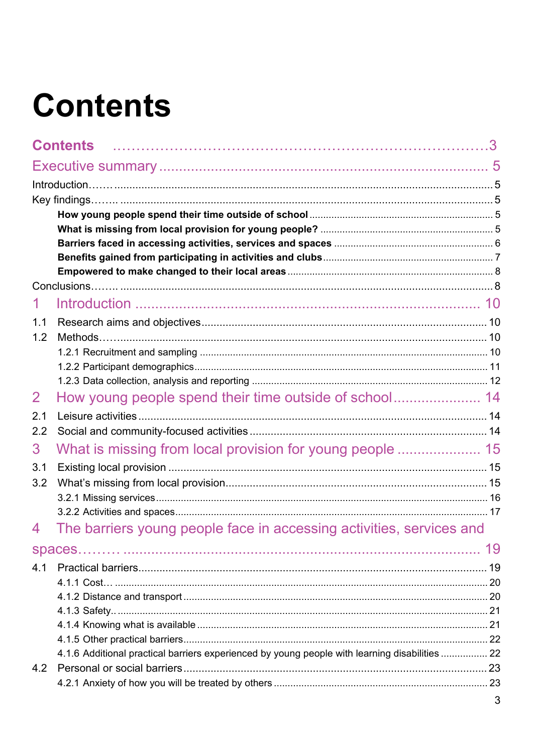# Contents

**Contents** ……………………………………………………………………3

Executive summary ........................................................................ 5

Introduction……. ............................................................................................................ 5

Key findings……. ........................................................................................................... 5

- **How young people spend their time outside of school** ................................................... 5
- **What is missing from local provision for young people?** ............................................... 5
- **Barriers faced in accessing activities, services and spaces** .......................................... 6
- **Benefits gained from participating in activities and clubs** ............................................. 7
- **Empowered to make changed to their local areas** ......................................................... 8

Conclusions……. ........................................................................................................... 8

1 Introduction ........................................................................... 10

- 1.1 Research aims and objectives ................................................................................. 10
- 1.2 Methods…. ............................................................................................................ 10
  - 1.2.1 Recruitment and sampling ................................................................................ 10
  - 1.2.2 Participant demographics ................................................................................. 11
  - 1.2.3 Data collection, analysis and reporting ............................................................. 12

2 How young people spend their time outside of school ..................... 14

- 2.1 Leisure activities ...................................................................................................... 14
- 2.2 Social and community-focused activities ................................................................. 14

3 What is missing from local provision for young people ..................... 15

- 3.1 Existing local provision ............................................................................................ 15
- 3.2 What's missing from local provision ......................................................................... 15
  - 3.2.1 Missing services ................................................................................................ 16
  - 3.2.2 Activities and spaces ......................................................................................... 17

4 The barriers young people face in accessing activities, services and spaces……… ............................................................................. 19

- 4.1 Practical barriers ...................................................................................................... 19
  - 4.1.1 Cost… ............................................................................................................... 20
  - 4.1.2 Distance and transport ...................................................................................... 20
  - 4.1.3 Safety.. .............................................................................................................. 21
  - 4.1.4 Knowing what is available ................................................................................. 21
  - 4.1.5 Other practical barriers ...................................................................................... 22
  - 4.1.6 Additional practical barriers experienced by young people with learning disabilities ................. 22
- 4.2 Personal or social barriers ....................................................................................... 23
  - 4.2.1 Anxiety of how you will be treated by others ...................................................... 23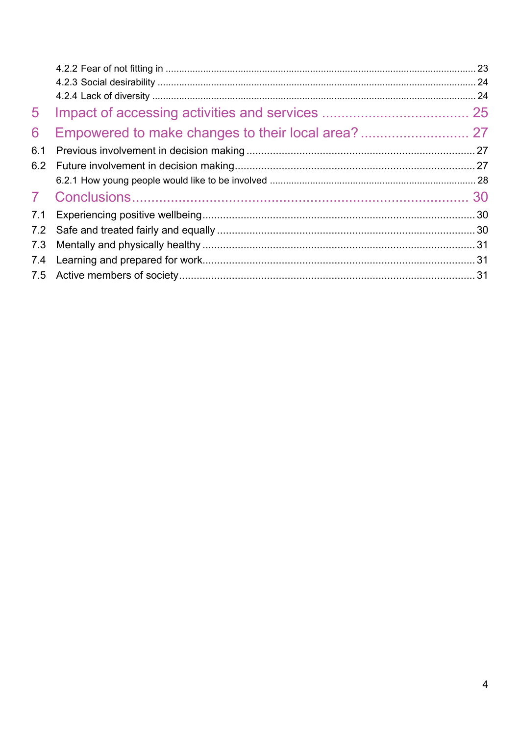4.2.2 Fear of not fitting in ..... 23
4.2.3 Social desirability ..... 24
4.2.4 Lack of diversity ..... 24

5 Impact of accessing activities and services ..... 25

6 Empowered to make changes to their local area? ..... 27

6.1 Previous involvement in decision making ..... 27
6.2 Future involvement in decision making ..... 27
6.2.1 How young people would like to be involved ..... 28

7 Conclusions ..... 30

7.1 Experiencing positive wellbeing ..... 30
7.2 Safe and treated fairly and equally ..... 30
7.3 Mentally and physically healthy ..... 31
7.4 Learning and prepared for work ..... 31
7.5 Active members of society ..... 31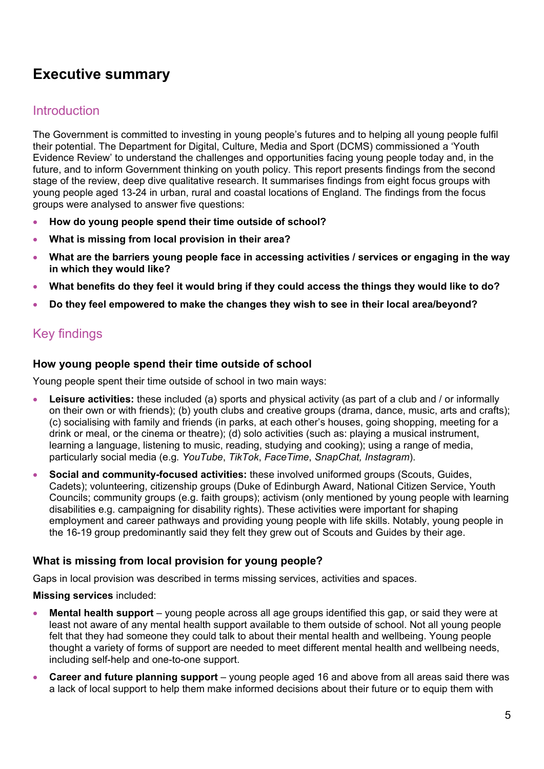# Executive summary

## Introduction

The Government is committed to investing in young people's futures and to helping all young people fulfil their potential. The Department for Digital, Culture, Media and Sport (DCMS) commissioned a 'Youth Evidence Review' to understand the challenges and opportunities facing young people today and, in the future, and to inform Government thinking on youth policy. This report presents findings from the second stage of the review, deep dive qualitative research. It summarises findings from eight focus groups with young people aged 13-24 in urban, rural and coastal locations of England. The findings from the focus groups were analysed to answer five questions:

- **How do young people spend their time outside of school?**
- **What is missing from local provision in their area?**
- **What are the barriers young people face in accessing activities / services or engaging in the way in which they would like?**
- **What benefits do they feel it would bring if they could access the things they would like to do?**
- **Do they feel empowered to make the changes they wish to see in their local area/beyond?**

## Key findings

### How young people spend their time outside of school

Young people spent their time outside of school in two main ways:

- **Leisure activities:** these included (a) sports and physical activity (as part of a club and / or informally on their own or with friends); (b) youth clubs and creative groups (drama, dance, music, arts and crafts); (c) socialising with family and friends (in parks, at each other's houses, going shopping, meeting for a drink or meal, or the cinema or theatre); (d) solo activities (such as: playing a musical instrument, learning a language, listening to music, reading, studying and cooking); using a range of media, particularly social media (e.g. *YouTube*, *TikTok*, *FaceTime*, *SnapChat, Instagram*).
- **Social and community-focused activities:** these involved uniformed groups (Scouts, Guides, Cadets); volunteering, citizenship groups (Duke of Edinburgh Award, National Citizen Service, Youth Councils; community groups (e.g. faith groups); activism (only mentioned by young people with learning disabilities e.g. campaigning for disability rights). These activities were important for shaping employment and career pathways and providing young people with life skills. Notably, young people in the 16-19 group predominantly said they felt they grew out of Scouts and Guides by their age.

### What is missing from local provision for young people?

Gaps in local provision was described in terms missing services, activities and spaces.

**Missing services** included:

- **Mental health support** – young people across all age groups identified this gap, or said they were at least not aware of any mental health support available to them outside of school. Not all young people felt that they had someone they could talk to about their mental health and wellbeing. Young people thought a variety of forms of support are needed to meet different mental health and wellbeing needs, including self-help and one-to-one support.
- **Career and future planning support** – young people aged 16 and above from all areas said there was a lack of local support to help them make informed decisions about their future or to equip them with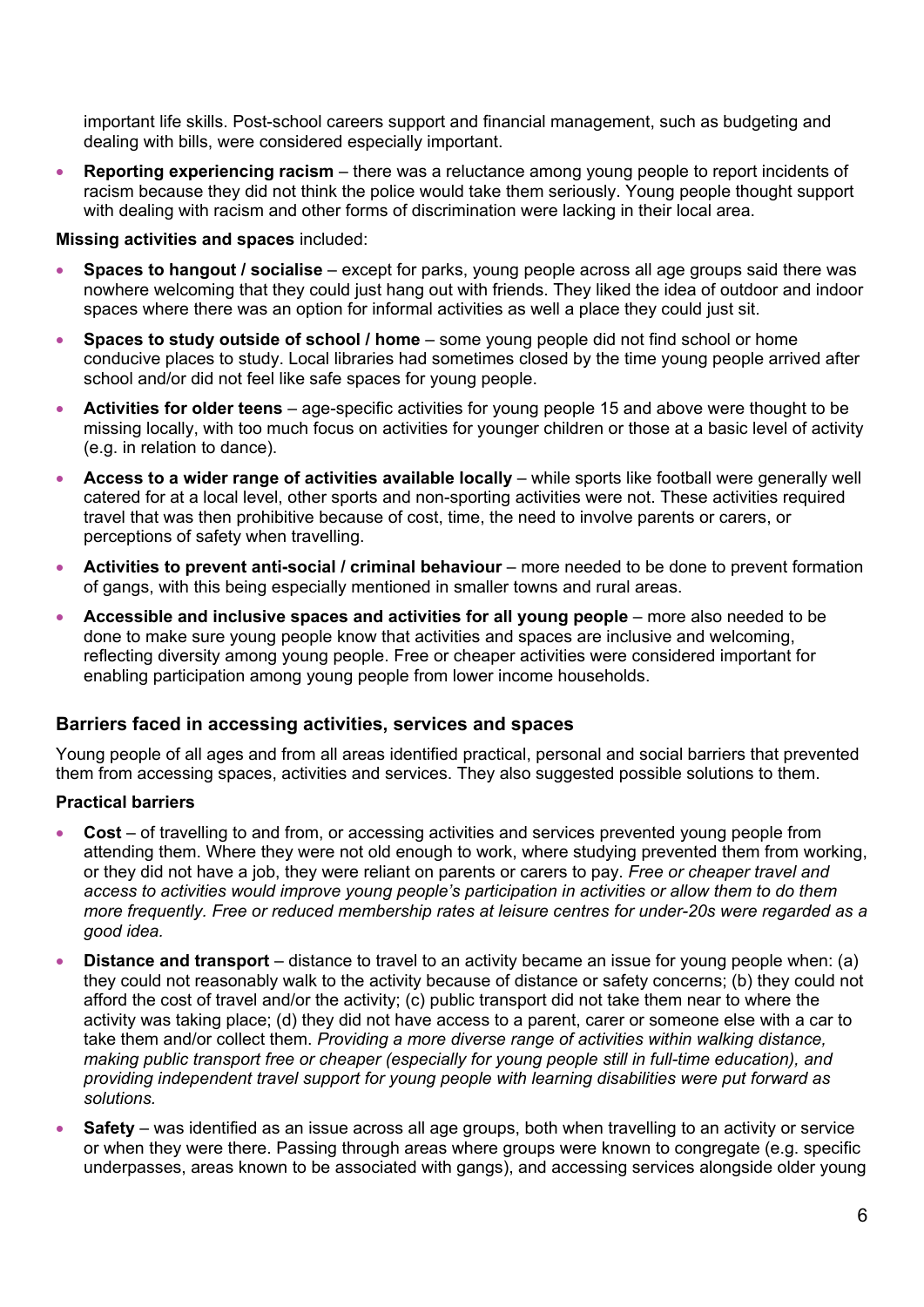important life skills. Post-school careers support and financial management, such as budgeting and dealing with bills, were considered especially important.

- **Reporting experiencing racism** – there was a reluctance among young people to report incidents of racism because they did not think the police would take them seriously. Young people thought support with dealing with racism and other forms of discrimination were lacking in their local area.

**Missing activities and spaces** included:

- **Spaces to hangout / socialise** – except for parks, young people across all age groups said there was nowhere welcoming that they could just hang out with friends. They liked the idea of outdoor and indoor spaces where there was an option for informal activities as well a place they could just sit.
- **Spaces to study outside of school / home** – some young people did not find school or home conducive places to study. Local libraries had sometimes closed by the time young people arrived after school and/or did not feel like safe spaces for young people.
- **Activities for older teens** – age-specific activities for young people 15 and above were thought to be missing locally, with too much focus on activities for younger children or those at a basic level of activity (e.g. in relation to dance).
- **Access to a wider range of activities available locally** – while sports like football were generally well catered for at a local level, other sports and non-sporting activities were not. These activities required travel that was then prohibitive because of cost, time, the need to involve parents or carers, or perceptions of safety when travelling.
- **Activities to prevent anti-social / criminal behaviour** – more needed to be done to prevent formation of gangs, with this being especially mentioned in smaller towns and rural areas.
- **Accessible and inclusive spaces and activities for all young people** – more also needed to be done to make sure young people know that activities and spaces are inclusive and welcoming, reflecting diversity among young people. Free or cheaper activities were considered important for enabling participation among young people from lower income households.

## Barriers faced in accessing activities, services and spaces

Young people of all ages and from all areas identified practical, personal and social barriers that prevented them from accessing spaces, activities and services. They also suggested possible solutions to them.

**Practical barriers**

- **Cost** – of travelling to and from, or accessing activities and services prevented young people from attending them. Where they were not old enough to work, where studying prevented them from working, or they did not have a job, they were reliant on parents or carers to pay. *Free or cheaper travel and access to activities would improve young people's participation in activities or allow them to do them more frequently. Free or reduced membership rates at leisure centres for under-20s were regarded as a good idea.*
- **Distance and transport** – distance to travel to an activity became an issue for young people when: (a) they could not reasonably walk to the activity because of distance or safety concerns; (b) they could not afford the cost of travel and/or the activity; (c) public transport did not take them near to where the activity was taking place; (d) they did not have access to a parent, carer or someone else with a car to take them and/or collect them. *Providing a more diverse range of activities within walking distance, making public transport free or cheaper (especially for young people still in full-time education), and providing independent travel support for young people with learning disabilities were put forward as solutions.*
- **Safety** – was identified as an issue across all age groups, both when travelling to an activity or service or when they were there. Passing through areas where groups were known to congregate (e.g. specific underpasses, areas known to be associated with gangs), and accessing services alongside older young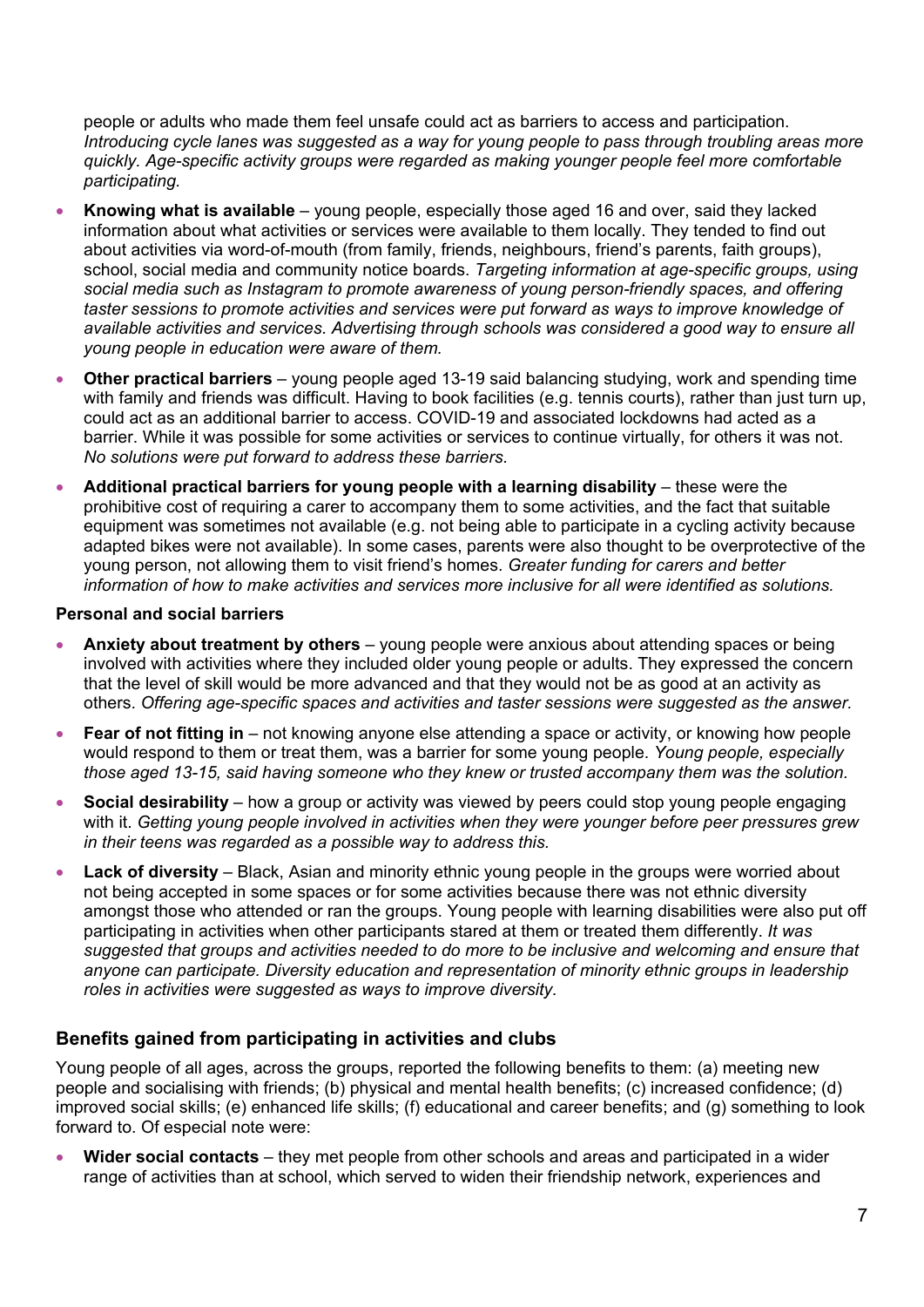people or adults who made them feel unsafe could act as barriers to access and participation. *Introducing cycle lanes was suggested as a way for young people to pass through troubling areas more quickly. Age-specific activity groups were regarded as making younger people feel more comfortable participating.*

- **Knowing what is available** – young people, especially those aged 16 and over, said they lacked information about what activities or services were available to them locally. They tended to find out about activities via word-of-mouth (from family, friends, neighbours, friend's parents, faith groups), school, social media and community notice boards. *Targeting information at age-specific groups, using social media such as Instagram to promote awareness of young person-friendly spaces, and offering taster sessions to promote activities and services were put forward as ways to improve knowledge of available activities and services. Advertising through schools was considered a good way to ensure all young people in education were aware of them.*
- **Other practical barriers** – young people aged 13-19 said balancing studying, work and spending time with family and friends was difficult. Having to book facilities (e.g. tennis courts), rather than just turn up, could act as an additional barrier to access. COVID-19 and associated lockdowns had acted as a barrier. While it was possible for some activities or services to continue virtually, for others it was not. *No solutions were put forward to address these barriers.*
- **Additional practical barriers for young people with a learning disability** – these were the prohibitive cost of requiring a carer to accompany them to some activities, and the fact that suitable equipment was sometimes not available (e.g. not being able to participate in a cycling activity because adapted bikes were not available). In some cases, parents were also thought to be overprotective of the young person, not allowing them to visit friend's homes. *Greater funding for carers and better information of how to make activities and services more inclusive for all were identified as solutions.*

**Personal and social barriers**

- **Anxiety about treatment by others** – young people were anxious about attending spaces or being involved with activities where they included older young people or adults. They expressed the concern that the level of skill would be more advanced and that they would not be as good at an activity as others. *Offering age-specific spaces and activities and taster sessions were suggested as the answer.*
- **Fear of not fitting in** – not knowing anyone else attending a space or activity, or knowing how people would respond to them or treat them, was a barrier for some young people. *Young people, especially those aged 13-15, said having someone who they knew or trusted accompany them was the solution.*
- **Social desirability** – how a group or activity was viewed by peers could stop young people engaging with it. *Getting young people involved in activities when they were younger before peer pressures grew in their teens was regarded as a possible way to address this.*
- **Lack of diversity** – Black, Asian and minority ethnic young people in the groups were worried about not being accepted in some spaces or for some activities because there was not ethnic diversity amongst those who attended or ran the groups. Young people with learning disabilities were also put off participating in activities when other participants stared at them or treated them differently. *It was suggested that groups and activities needed to do more to be inclusive and welcoming and ensure that anyone can participate. Diversity education and representation of minority ethnic groups in leadership roles in activities were suggested as ways to improve diversity.*

## Benefits gained from participating in activities and clubs

Young people of all ages, across the groups, reported the following benefits to them: (a) meeting new people and socialising with friends; (b) physical and mental health benefits; (c) increased confidence; (d) improved social skills; (e) enhanced life skills; (f) educational and career benefits; and (g) something to look forward to. Of especial note were:

- **Wider social contacts** – they met people from other schools and areas and participated in a wider range of activities than at school, which served to widen their friendship network, experiences and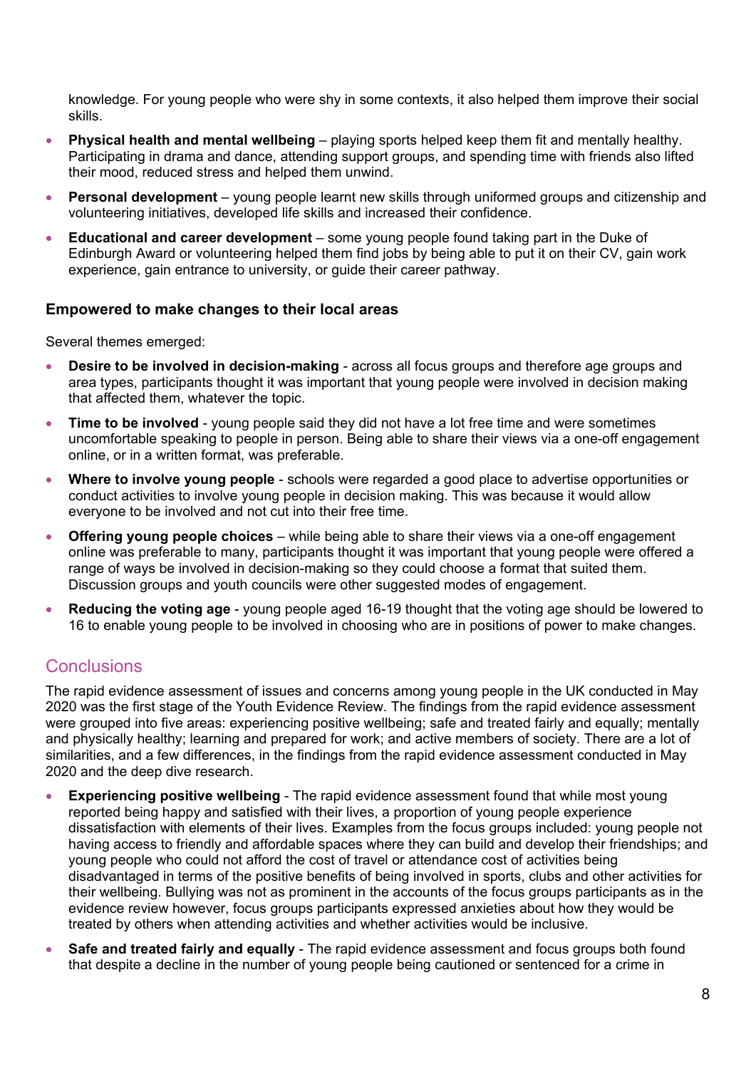knowledge. For young people who were shy in some contexts, it also helped them improve their social skills.

- **Physical health and mental wellbeing** – playing sports helped keep them fit and mentally healthy. Participating in drama and dance, attending support groups, and spending time with friends also lifted their mood, reduced stress and helped them unwind.
- **Personal development** – young people learnt new skills through uniformed groups and citizenship and volunteering initiatives, developed life skills and increased their confidence.
- **Educational and career development** – some young people found taking part in the Duke of Edinburgh Award or volunteering helped them find jobs by being able to put it on their CV, gain work experience, gain entrance to university, or guide their career pathway.

### Empowered to make changes to their local areas

Several themes emerged:

- **Desire to be involved in decision-making** - across all focus groups and therefore age groups and area types, participants thought it was important that young people were involved in decision making that affected them, whatever the topic.
- **Time to be involved** - young people said they did not have a lot free time and were sometimes uncomfortable speaking to people in person. Being able to share their views via a one-off engagement online, or in a written format, was preferable.
- **Where to involve young people** - schools were regarded a good place to advertise opportunities or conduct activities to involve young people in decision making. This was because it would allow everyone to be involved and not cut into their free time.
- **Offering young people choices** – while being able to share their views via a one-off engagement online was preferable to many, participants thought it was important that young people were offered a range of ways be involved in decision-making so they could choose a format that suited them. Discussion groups and youth councils were other suggested modes of engagement.
- **Reducing the voting age** - young people aged 16-19 thought that the voting age should be lowered to 16 to enable young people to be involved in choosing who are in positions of power to make changes.

## Conclusions

The rapid evidence assessment of issues and concerns among young people in the UK conducted in May 2020 was the first stage of the Youth Evidence Review. The findings from the rapid evidence assessment were grouped into five areas: experiencing positive wellbeing; safe and treated fairly and equally; mentally and physically healthy; learning and prepared for work; and active members of society. There are a lot of similarities, and a few differences, in the findings from the rapid evidence assessment conducted in May 2020 and the deep dive research.

- **Experiencing positive wellbeing** - The rapid evidence assessment found that while most young reported being happy and satisfied with their lives, a proportion of young people experience dissatisfaction with elements of their lives. Examples from the focus groups included: young people not having access to friendly and affordable spaces where they can build and develop their friendships; and young people who could not afford the cost of travel or attendance cost of activities being disadvantaged in terms of the positive benefits of being involved in sports, clubs and other activities for their wellbeing. Bullying was not as prominent in the accounts of the focus groups participants as in the evidence review however, focus groups participants expressed anxieties about how they would be treated by others when attending activities and whether activities would be inclusive.
- **Safe and treated fairly and equally** - The rapid evidence assessment and focus groups both found that despite a decline in the number of young people being cautioned or sentenced for a crime in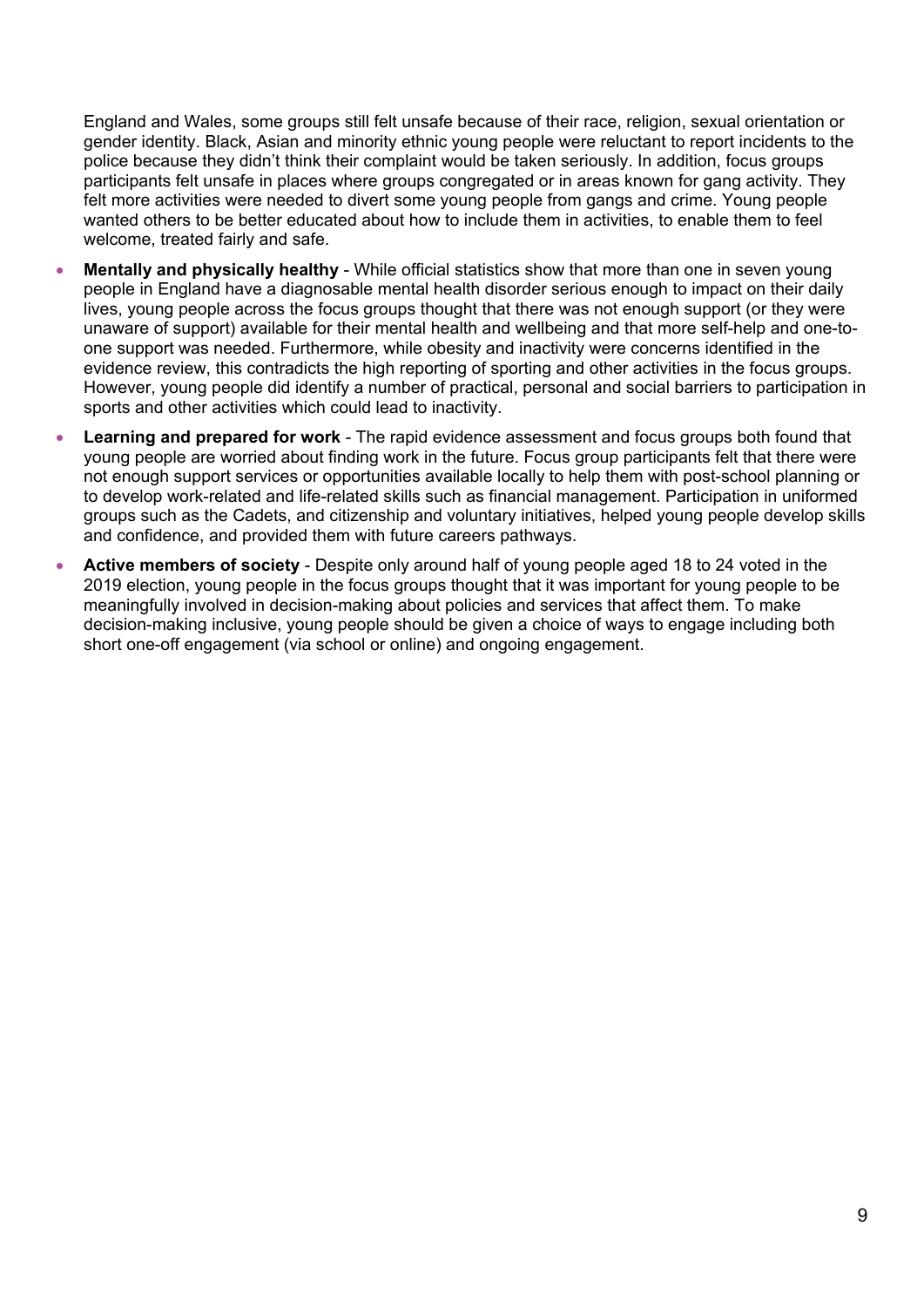England and Wales, some groups still felt unsafe because of their race, religion, sexual orientation or gender identity. Black, Asian and minority ethnic young people were reluctant to report incidents to the police because they didn't think their complaint would be taken seriously. In addition, focus groups participants felt unsafe in places where groups congregated or in areas known for gang activity. They felt more activities were needed to divert some young people from gangs and crime. Young people wanted others to be better educated about how to include them in activities, to enable them to feel welcome, treated fairly and safe.

- **Mentally and physically healthy** - While official statistics show that more than one in seven young people in England have a diagnosable mental health disorder serious enough to impact on their daily lives, young people across the focus groups thought that there was not enough support (or they were unaware of support) available for their mental health and wellbeing and that more self-help and one-to-one support was needed. Furthermore, while obesity and inactivity were concerns identified in the evidence review, this contradicts the high reporting of sporting and other activities in the focus groups. However, young people did identify a number of practical, personal and social barriers to participation in sports and other activities which could lead to inactivity.
- **Learning and prepared for work** - The rapid evidence assessment and focus groups both found that young people are worried about finding work in the future. Focus group participants felt that there were not enough support services or opportunities available locally to help them with post-school planning or to develop work-related and life-related skills such as financial management. Participation in uniformed groups such as the Cadets, and citizenship and voluntary initiatives, helped young people develop skills and confidence, and provided them with future careers pathways.
- **Active members of society** - Despite only around half of young people aged 18 to 24 voted in the 2019 election, young people in the focus groups thought that it was important for young people to be meaningfully involved in decision-making about policies and services that affect them. To make decision-making inclusive, young people should be given a choice of ways to engage including both short one-off engagement (via school or online) and ongoing engagement.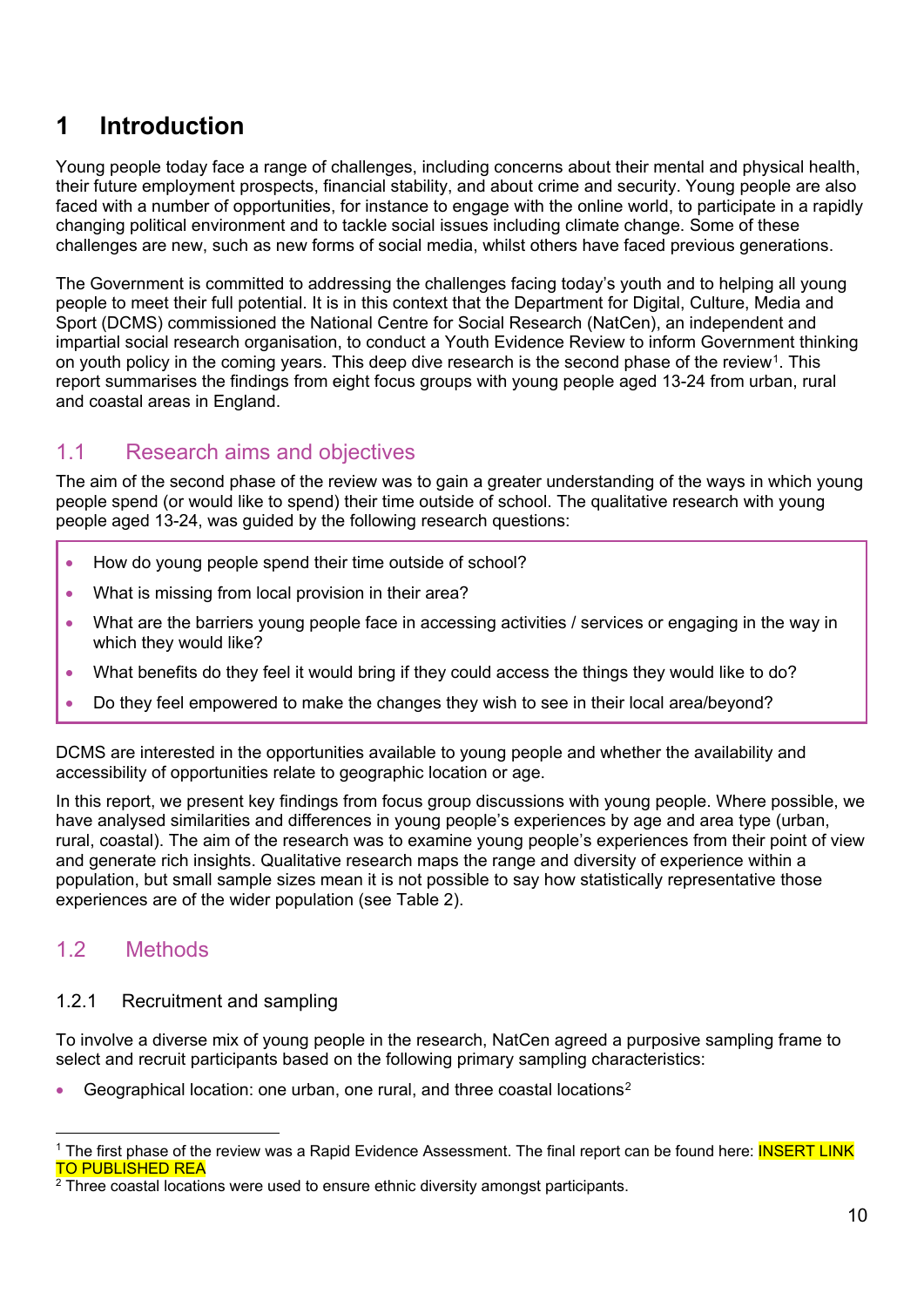# 1 Introduction

Young people today face a range of challenges, including concerns about their mental and physical health, their future employment prospects, financial stability, and about crime and security. Young people are also faced with a number of opportunities, for instance to engage with the online world, to participate in a rapidly changing political environment and to tackle social issues including climate change. Some of these challenges are new, such as new forms of social media, whilst others have faced previous generations.

The Government is committed to addressing the challenges facing today's youth and to helping all young people to meet their full potential. It is in this context that the Department for Digital, Culture, Media and Sport (DCMS) commissioned the National Centre for Social Research (NatCen), an independent and impartial social research organisation, to conduct a Youth Evidence Review to inform Government thinking on youth policy in the coming years. This deep dive research is the second phase of the review[1]. This report summarises the findings from eight focus groups with young people aged 13-24 from urban, rural and coastal areas in England.

## 1.1 Research aims and objectives

The aim of the second phase of the review was to gain a greater understanding of the ways in which young people spend (or would like to spend) their time outside of school. The qualitative research with young people aged 13-24, was guided by the following research questions:

- How do young people spend their time outside of school?
- What is missing from local provision in their area?
- What are the barriers young people face in accessing activities / services or engaging in the way in which they would like?
- What benefits do they feel it would bring if they could access the things they would like to do?
- Do they feel empowered to make the changes they wish to see in their local area/beyond?

DCMS are interested in the opportunities available to young people and whether the availability and accessibility of opportunities relate to geographic location or age.

In this report, we present key findings from focus group discussions with young people. Where possible, we have analysed similarities and differences in young people's experiences by age and area type (urban, rural, coastal). The aim of the research was to examine young people's experiences from their point of view and generate rich insights. Qualitative research maps the range and diversity of experience within a population, but small sample sizes mean it is not possible to say how statistically representative those experiences are of the wider population (see Table 2).

## 1.2 Methods

### 1.2.1 Recruitment and sampling

To involve a diverse mix of young people in the research, NatCen agreed a purposive sampling frame to select and recruit participants based on the following primary sampling characteristics:

- Geographical location: one urban, one rural, and three coastal locations[2]

---

[1] The first phase of the review was a Rapid Evidence Assessment. The final report can be found here: INSERT LINK TO PUBLISHED REA

[2] Three coastal locations were used to ensure ethnic diversity amongst participants.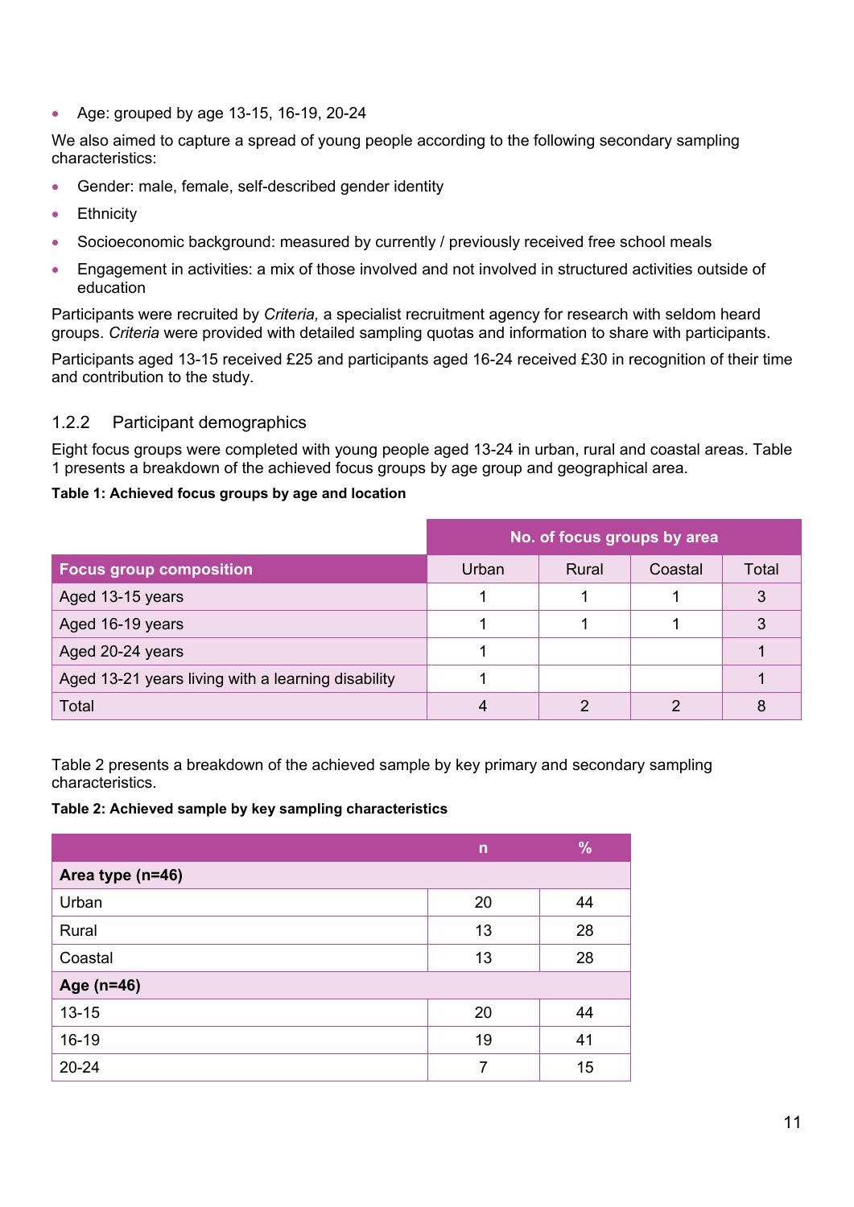- Age: grouped by age 13-15, 16-19, 20-24

We also aimed to capture a spread of young people according to the following secondary sampling characteristics:

- Gender: male, female, self-described gender identity
- Ethnicity
- Socioeconomic background: measured by currently / previously received free school meals
- Engagement in activities: a mix of those involved and not involved in structured activities outside of education

Participants were recruited by *Criteria,* a specialist recruitment agency for research with seldom heard groups. *Criteria* were provided with detailed sampling quotas and information to share with participants.

Participants aged 13-15 received £25 and participants aged 16-24 received £30 in recognition of their time and contribution to the study.

### 1.2.2 Participant demographics

Eight focus groups were completed with young people aged 13-24 in urban, rural and coastal areas. Table 1 presents a breakdown of the achieved focus groups by age group and geographical area.

**Table 1: Achieved focus groups by age and location**

| | No. of focus groups by area | | | |
|---|---|---|---|---|
| **Focus group composition** | Urban | Rural | Coastal | Total |
| Aged 13-15 years | 1 | 1 | 1 | 3 |
| Aged 16-19 years | 1 | 1 | 1 | 3 |
| Aged 20-24 years | 1 | | | 1 |
| Aged 13-21 years living with a learning disability | 1 | | | 1 |
| Total | 4 | 2 | 2 | 8 |

Table 2 presents a breakdown of the achieved sample by key primary and secondary sampling characteristics.

**Table 2: Achieved sample by key sampling characteristics**

| | n | % |
|---|---|---|
| **Area type (n=46)** | | |
| Urban | 20 | 44 |
| Rural | 13 | 28 |
| Coastal | 13 | 28 |
| **Age (n=46)** | | |
| 13-15 | 20 | 44 |
| 16-19 | 19 | 41 |
| 20-24 | 7 | 15 |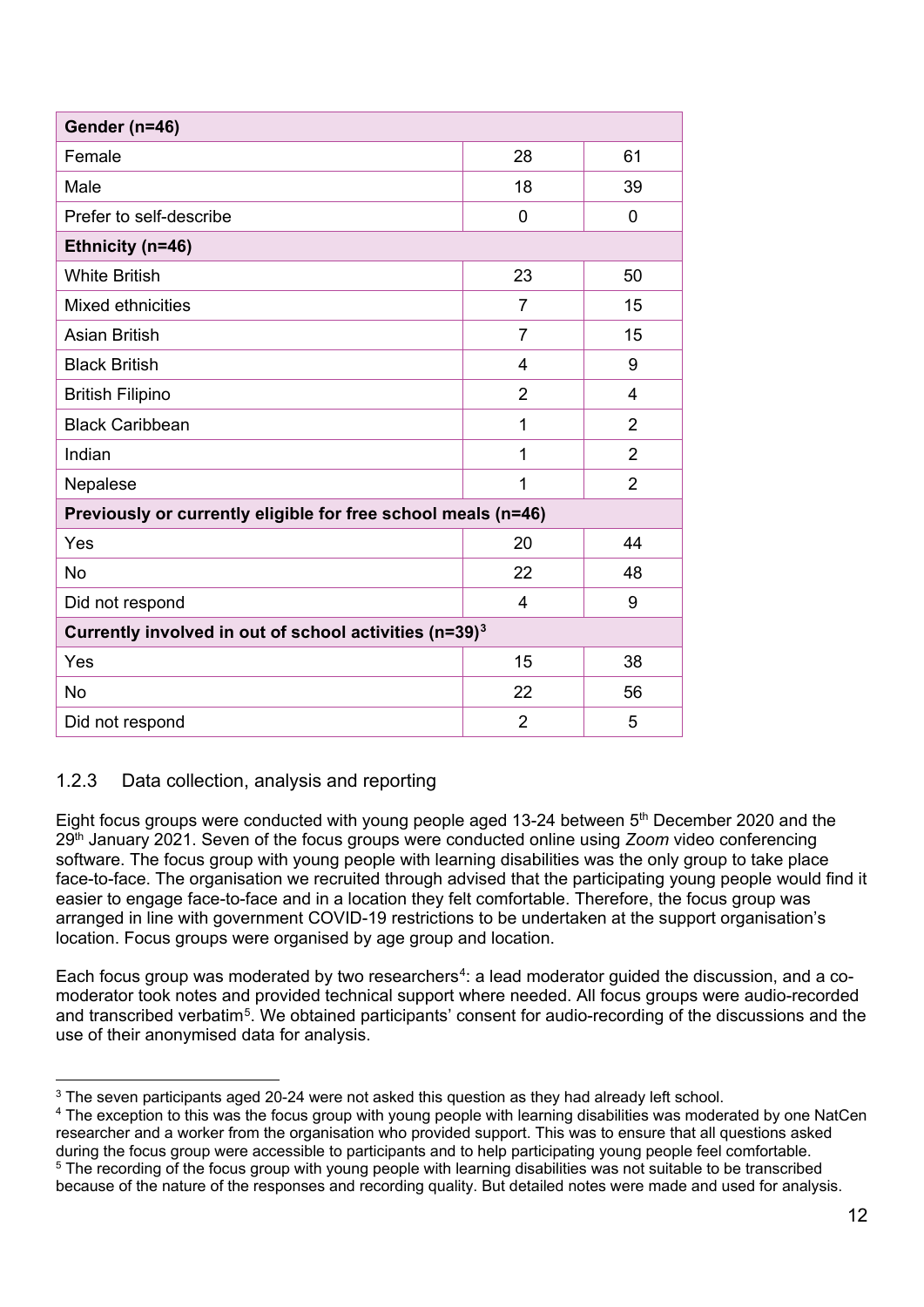| Gender (n=46) | | |
|---|---|---|
| Female | 28 | 61 |
| Male | 18 | 39 |
| Prefer to self-describe | 0 | 0 |
| **Ethnicity (n=46)** | | |
| White British | 23 | 50 |
| Mixed ethnicities | 7 | 15 |
| Asian British | 7 | 15 |
| Black British | 4 | 9 |
| British Filipino | 2 | 4 |
| Black Caribbean | 1 | 2 |
| Indian | 1 | 2 |
| Nepalese | 1 | 2 |
| **Previously or currently eligible for free school meals (n=46)** | | |
| Yes | 20 | 44 |
| No | 22 | 48 |
| Did not respond | 4 | 9 |
| **Currently involved in out of school activities (n=39)[3]** | | |
| Yes | 15 | 38 |
| No | 22 | 56 |
| Did not respond | 2 | 5 |

### 1.2.3 Data collection, analysis and reporting

Eight focus groups were conducted with young people aged 13-24 between 5th December 2020 and the 29th January 2021. Seven of the focus groups were conducted online using *Zoom* video conferencing software. The focus group with young people with learning disabilities was the only group to take place face-to-face. The organisation we recruited through advised that the participating young people would find it easier to engage face-to-face and in a location they felt comfortable. Therefore, the focus group was arranged in line with government COVID-19 restrictions to be undertaken at the support organisation's location. Focus groups were organised by age group and location.

Each focus group was moderated by two researchers[4]: a lead moderator guided the discussion, and a co-moderator took notes and provided technical support where needed. All focus groups were audio-recorded and transcribed verbatim[5]. We obtained participants' consent for audio-recording of the discussions and the use of their anonymised data for analysis.

---

[3] The seven participants aged 20-24 were not asked this question as they had already left school.

[4] The exception to this was the focus group with young people with learning disabilities was moderated by one NatCen researcher and a worker from the organisation who provided support. This was to ensure that all questions asked during the focus group were accessible to participants and to help participating young people feel comfortable.

[5] The recording of the focus group with young people with learning disabilities was not suitable to be transcribed because of the nature of the responses and recording quality. But detailed notes were made and used for analysis.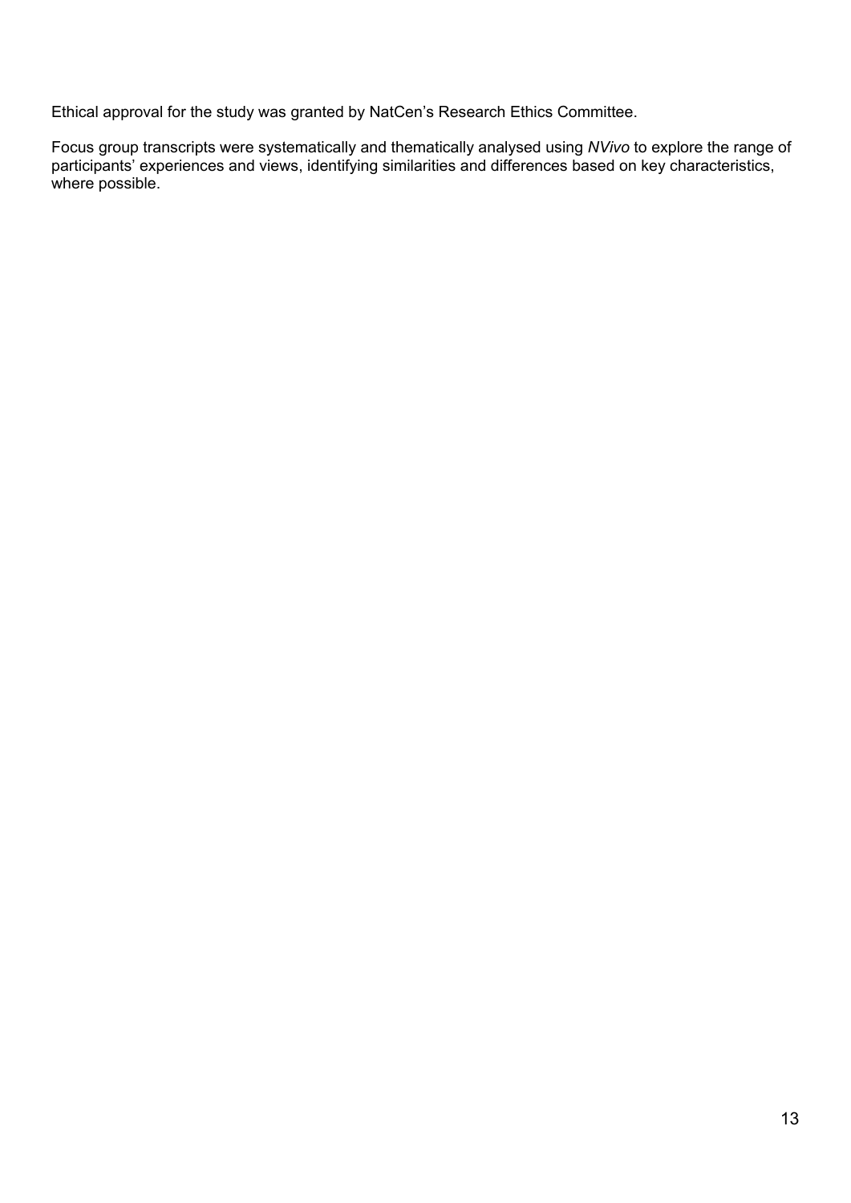Ethical approval for the study was granted by NatCen's Research Ethics Committee.

Focus group transcripts were systematically and thematically analysed using *NVivo* to explore the range of participants' experiences and views, identifying similarities and differences based on key characteristics, where possible.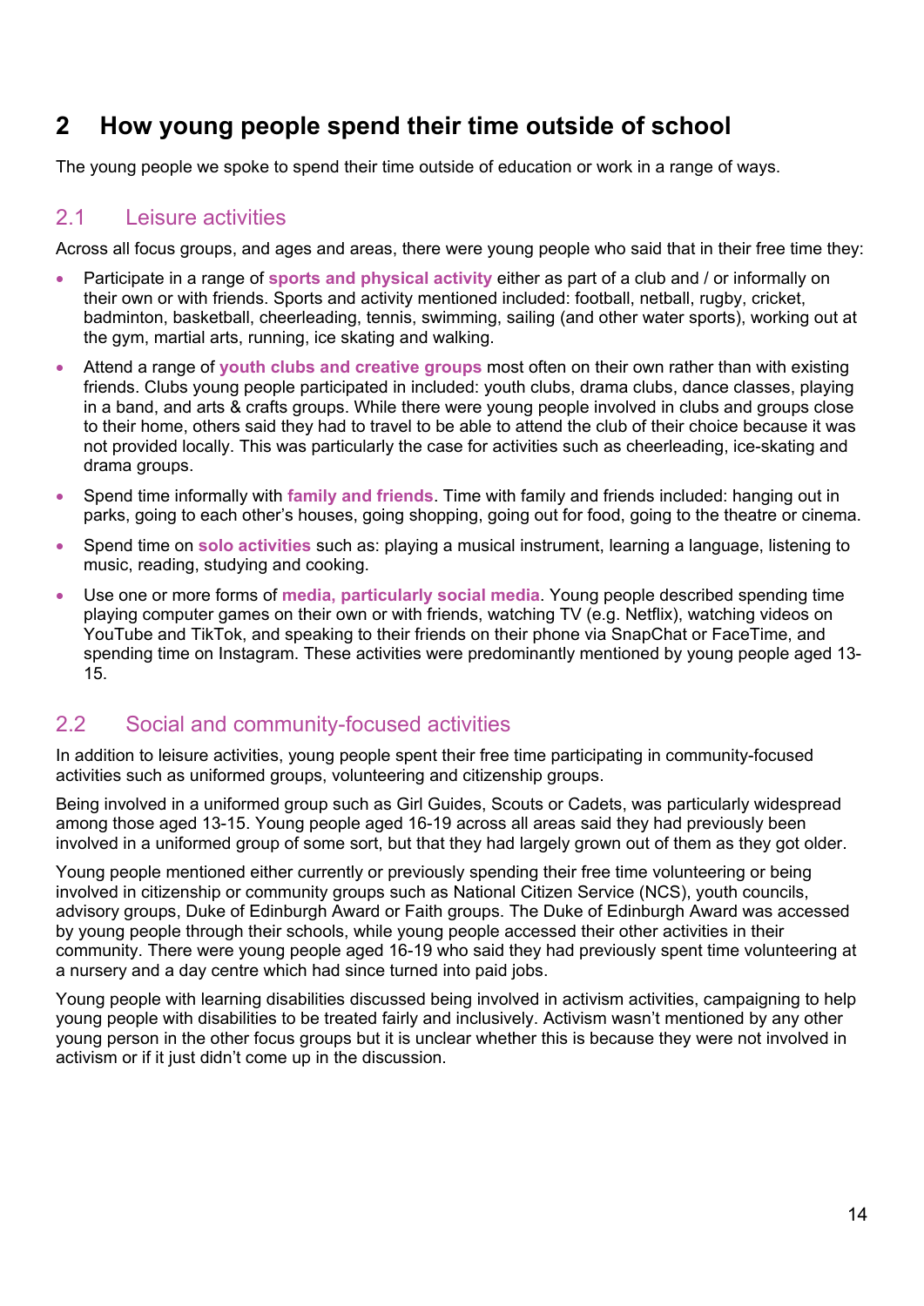# 2 How young people spend their time outside of school

The young people we spoke to spend their time outside of education or work in a range of ways.

## 2.1 Leisure activities

Across all focus groups, and ages and areas, there were young people who said that in their free time they:

- Participate in a range of **sports and physical activity** either as part of a club and / or informally on their own or with friends. Sports and activity mentioned included: football, netball, rugby, cricket, badminton, basketball, cheerleading, tennis, swimming, sailing (and other water sports), working out at the gym, martial arts, running, ice skating and walking.
- Attend a range of **youth clubs and creative groups** most often on their own rather than with existing friends. Clubs young people participated in included: youth clubs, drama clubs, dance classes, playing in a band, and arts & crafts groups. While there were young people involved in clubs and groups close to their home, others said they had to travel to be able to attend the club of their choice because it was not provided locally. This was particularly the case for activities such as cheerleading, ice-skating and drama groups.
- Spend time informally with **family and friends**. Time with family and friends included: hanging out in parks, going to each other's houses, going shopping, going out for food, going to the theatre or cinema.
- Spend time on **solo activities** such as: playing a musical instrument, learning a language, listening to music, reading, studying and cooking.
- Use one or more forms of **media, particularly social media**. Young people described spending time playing computer games on their own or with friends, watching TV (e.g. Netflix), watching videos on YouTube and TikTok, and speaking to their friends on their phone via SnapChat or FaceTime, and spending time on Instagram. These activities were predominantly mentioned by young people aged 13-15.

## 2.2 Social and community-focused activities

In addition to leisure activities, young people spent their free time participating in community-focused activities such as uniformed groups, volunteering and citizenship groups.

Being involved in a uniformed group such as Girl Guides, Scouts or Cadets, was particularly widespread among those aged 13-15. Young people aged 16-19 across all areas said they had previously been involved in a uniformed group of some sort, but that they had largely grown out of them as they got older.

Young people mentioned either currently or previously spending their free time volunteering or being involved in citizenship or community groups such as National Citizen Service (NCS), youth councils, advisory groups, Duke of Edinburgh Award or Faith groups. The Duke of Edinburgh Award was accessed by young people through their schools, while young people accessed their other activities in their community. There were young people aged 16-19 who said they had previously spent time volunteering at a nursery and a day centre which had since turned into paid jobs.

Young people with learning disabilities discussed being involved in activism activities, campaigning to help young people with disabilities to be treated fairly and inclusively. Activism wasn't mentioned by any other young person in the other focus groups but it is unclear whether this is because they were not involved in activism or if it just didn't come up in the discussion.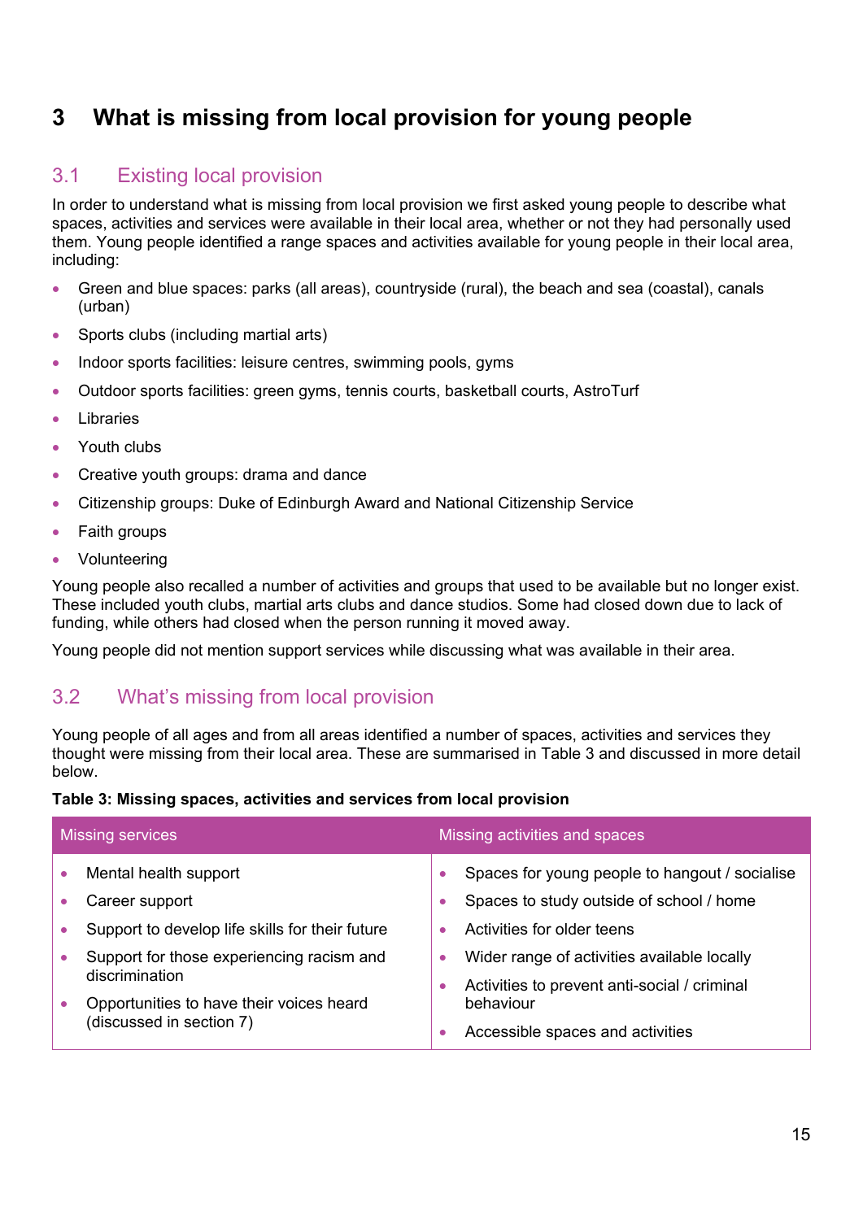# 3 What is missing from local provision for young people

## 3.1 Existing local provision

In order to understand what is missing from local provision we first asked young people to describe what spaces, activities and services were available in their local area, whether or not they had personally used them. Young people identified a range spaces and activities available for young people in their local area, including:

- Green and blue spaces: parks (all areas), countryside (rural), the beach and sea (coastal), canals (urban)
- Sports clubs (including martial arts)
- Indoor sports facilities: leisure centres, swimming pools, gyms
- Outdoor sports facilities: green gyms, tennis courts, basketball courts, AstroTurf
- Libraries
- Youth clubs
- Creative youth groups: drama and dance
- Citizenship groups: Duke of Edinburgh Award and National Citizenship Service
- Faith groups
- Volunteering

Young people also recalled a number of activities and groups that used to be available but no longer exist. These included youth clubs, martial arts clubs and dance studios. Some had closed down due to lack of funding, while others had closed when the person running it moved away.

Young people did not mention support services while discussing what was available in their area.

## 3.2 What's missing from local provision

Young people of all ages and from all areas identified a number of spaces, activities and services they thought were missing from their local area. These are summarised in Table 3 and discussed in more detail below.

**Table 3: Missing spaces, activities and services from local provision**

| Missing services | Missing activities and spaces |
|---|---|
| • Mental health support<br>• Career support<br>• Support to develop life skills for their future<br>• Support for those experiencing racism and discrimination<br>• Opportunities to have their voices heard (discussed in section 7) | • Spaces for young people to hangout / socialise<br>• Spaces to study outside of school / home<br>• Activities for older teens<br>• Wider range of activities available locally<br>• Activities to prevent anti-social / criminal behaviour<br>• Accessible spaces and activities |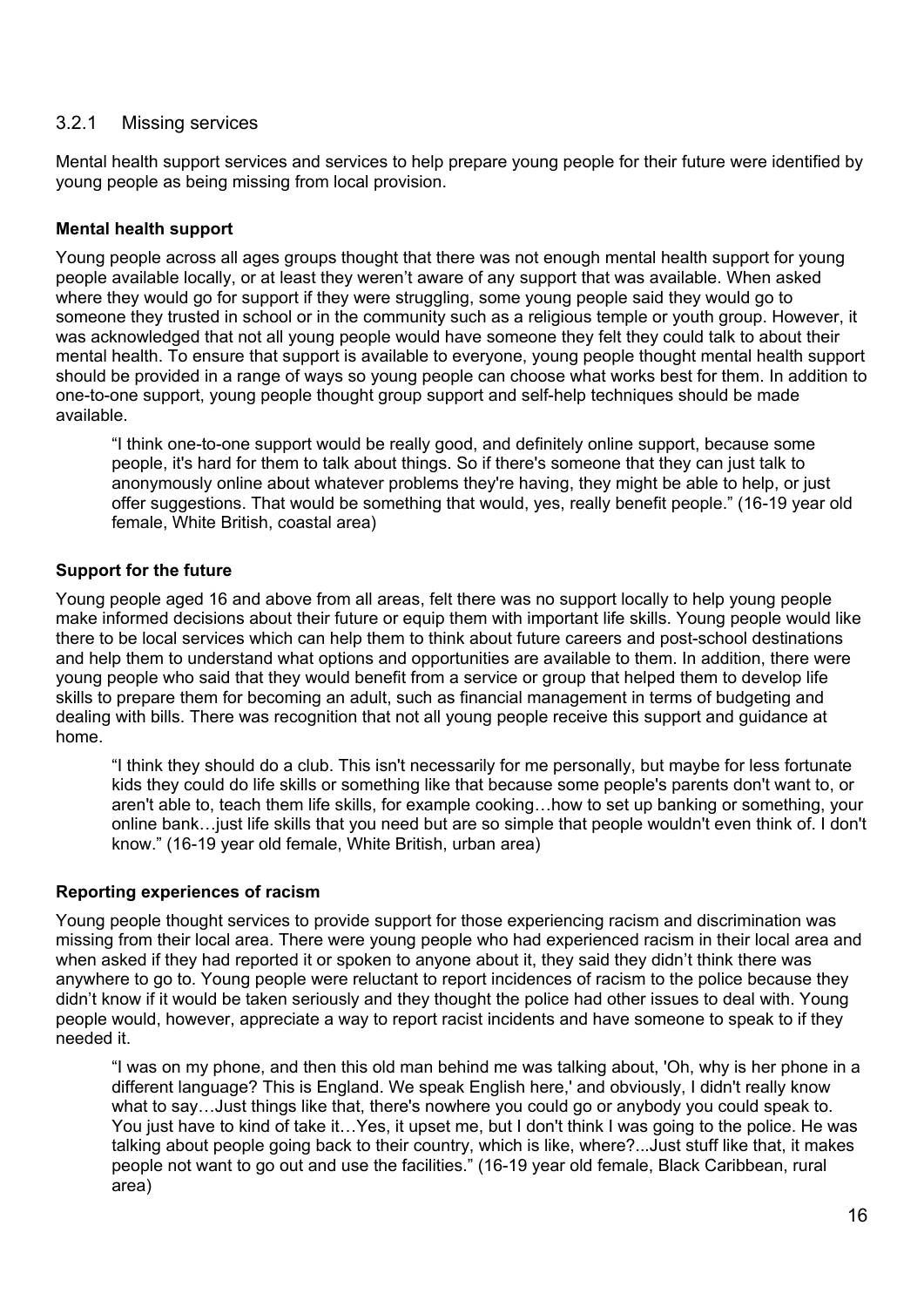### 3.2.1 Missing services

Mental health support services and services to help prepare young people for their future were identified by young people as being missing from local provision.

**Mental health support**

Young people across all ages groups thought that there was not enough mental health support for young people available locally, or at least they weren't aware of any support that was available. When asked where they would go for support if they were struggling, some young people said they would go to someone they trusted in school or in the community such as a religious temple or youth group. However, it was acknowledged that not all young people would have someone they felt they could talk to about their mental health. To ensure that support is available to everyone, young people thought mental health support should be provided in a range of ways so young people can choose what works best for them. In addition to one-to-one support, young people thought group support and self-help techniques should be made available.

> "I think one-to-one support would be really good, and definitely online support, because some people, it's hard for them to talk about things. So if there's someone that they can just talk to anonymously online about whatever problems they're having, they might be able to help, or just offer suggestions. That would be something that would, yes, really benefit people." (16-19 year old female, White British, coastal area)

**Support for the future**

Young people aged 16 and above from all areas, felt there was no support locally to help young people make informed decisions about their future or equip them with important life skills. Young people would like there to be local services which can help them to think about future careers and post-school destinations and help them to understand what options and opportunities are available to them. In addition, there were young people who said that they would benefit from a service or group that helped them to develop life skills to prepare them for becoming an adult, such as financial management in terms of budgeting and dealing with bills. There was recognition that not all young people receive this support and guidance at home.

> "I think they should do a club. This isn't necessarily for me personally, but maybe for less fortunate kids they could do life skills or something like that because some people's parents don't want to, or aren't able to, teach them life skills, for example cooking…how to set up banking or something, your online bank…just life skills that you need but are so simple that people wouldn't even think of. I don't know." (16-19 year old female, White British, urban area)

**Reporting experiences of racism**

Young people thought services to provide support for those experiencing racism and discrimination was missing from their local area. There were young people who had experienced racism in their local area and when asked if they had reported it or spoken to anyone about it, they said they didn't think there was anywhere to go to. Young people were reluctant to report incidences of racism to the police because they didn't know if it would be taken seriously and they thought the police had other issues to deal with. Young people would, however, appreciate a way to report racist incidents and have someone to speak to if they needed it.

> "I was on my phone, and then this old man behind me was talking about, 'Oh, why is her phone in a different language? This is England. We speak English here,' and obviously, I didn't really know what to say…Just things like that, there's nowhere you could go or anybody you could speak to. You just have to kind of take it…Yes, it upset me, but I don't think I was going to the police. He was talking about people going back to their country, which is like, where?...Just stuff like that, it makes people not want to go out and use the facilities." (16-19 year old female, Black Caribbean, rural area)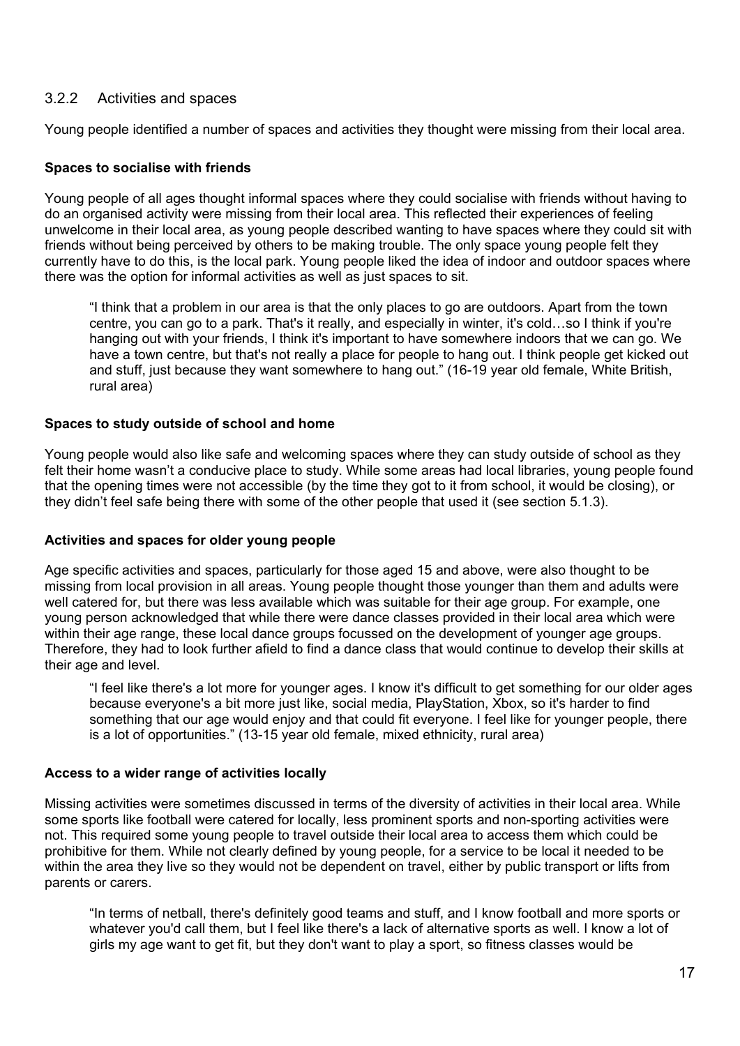### 3.2.2 Activities and spaces

Young people identified a number of spaces and activities they thought were missing from their local area.

**Spaces to socialise with friends**

Young people of all ages thought informal spaces where they could socialise with friends without having to do an organised activity were missing from their local area. This reflected their experiences of feeling unwelcome in their local area, as young people described wanting to have spaces where they could sit with friends without being perceived by others to be making trouble. The only space young people felt they currently have to do this, is the local park. Young people liked the idea of indoor and outdoor spaces where there was the option for informal activities as well as just spaces to sit.

> "I think that a problem in our area is that the only places to go are outdoors. Apart from the town centre, you can go to a park. That's it really, and especially in winter, it's cold…so I think if you're hanging out with your friends, I think it's important to have somewhere indoors that we can go. We have a town centre, but that's not really a place for people to hang out. I think people get kicked out and stuff, just because they want somewhere to hang out." (16-19 year old female, White British, rural area)

**Spaces to study outside of school and home**

Young people would also like safe and welcoming spaces where they can study outside of school as they felt their home wasn't a conducive place to study. While some areas had local libraries, young people found that the opening times were not accessible (by the time they got to it from school, it would be closing), or they didn't feel safe being there with some of the other people that used it (see section 5.1.3).

**Activities and spaces for older young people**

Age specific activities and spaces, particularly for those aged 15 and above, were also thought to be missing from local provision in all areas. Young people thought those younger than them and adults were well catered for, but there was less available which was suitable for their age group. For example, one young person acknowledged that while there were dance classes provided in their local area which were within their age range, these local dance groups focussed on the development of younger age groups. Therefore, they had to look further afield to find a dance class that would continue to develop their skills at their age and level.

> "I feel like there's a lot more for younger ages. I know it's difficult to get something for our older ages because everyone's a bit more just like, social media, PlayStation, Xbox, so it's harder to find something that our age would enjoy and that could fit everyone. I feel like for younger people, there is a lot of opportunities." (13-15 year old female, mixed ethnicity, rural area)

**Access to a wider range of activities locally**

Missing activities were sometimes discussed in terms of the diversity of activities in their local area. While some sports like football were catered for locally, less prominent sports and non-sporting activities were not. This required some young people to travel outside their local area to access them which could be prohibitive for them. While not clearly defined by young people, for a service to be local it needed to be within the area they live so they would not be dependent on travel, either by public transport or lifts from parents or carers.

> "In terms of netball, there's definitely good teams and stuff, and I know football and more sports or whatever you'd call them, but I feel like there's a lack of alternative sports as well. I know a lot of girls my age want to get fit, but they don't want to play a sport, so fitness classes would be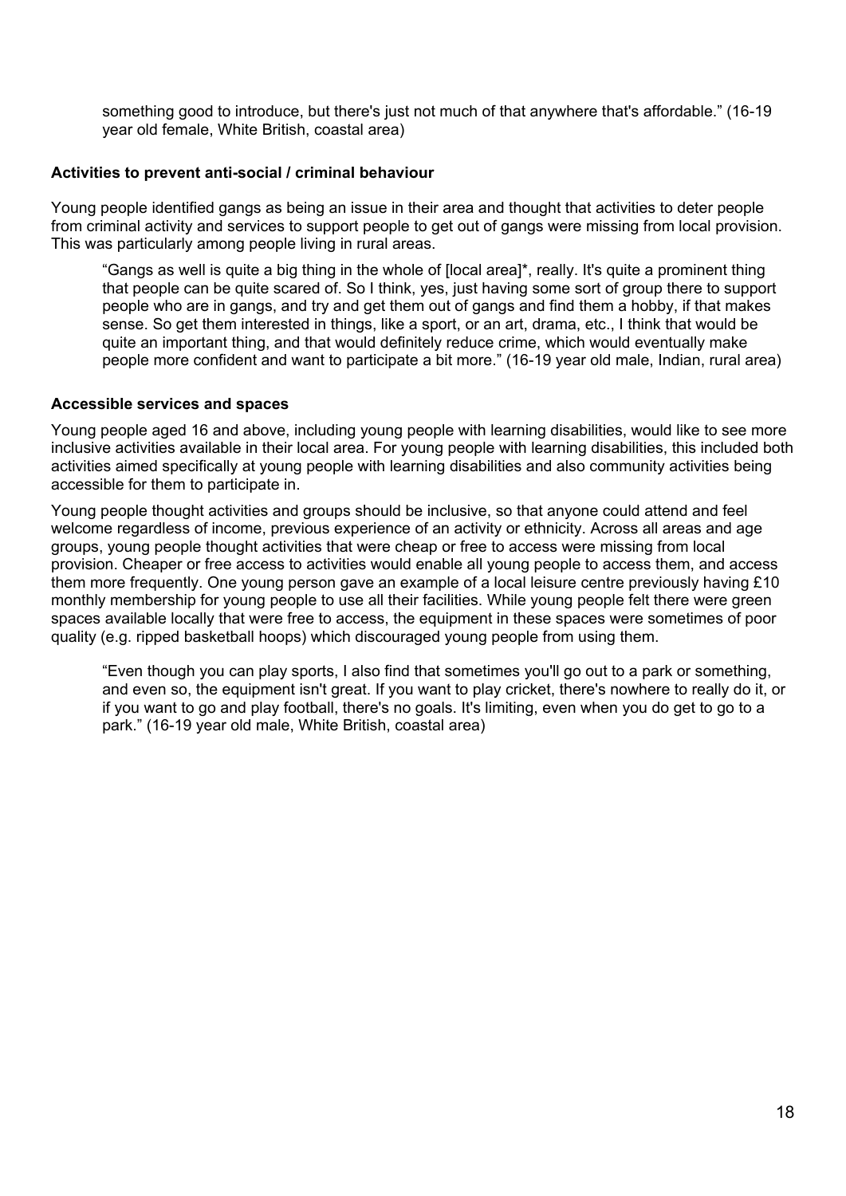> something good to introduce, but there's just not much of that anywhere that's affordable." (16-19 year old female, White British, coastal area)

**Activities to prevent anti-social / criminal behaviour**

Young people identified gangs as being an issue in their area and thought that activities to deter people from criminal activity and services to support people to get out of gangs were missing from local provision. This was particularly among people living in rural areas.

> "Gangs as well is quite a big thing in the whole of [local area]*, really. It's quite a prominent thing that people can be quite scared of. So I think, yes, just having some sort of group there to support people who are in gangs, and try and get them out of gangs and find them a hobby, if that makes sense. So get them interested in things, like a sport, or an art, drama, etc., I think that would be quite an important thing, and that would definitely reduce crime, which would eventually make people more confident and want to participate a bit more." (16-19 year old male, Indian, rural area)

**Accessible services and spaces**

Young people aged 16 and above, including young people with learning disabilities, would like to see more inclusive activities available in their local area. For young people with learning disabilities, this included both activities aimed specifically at young people with learning disabilities and also community activities being accessible for them to participate in.

Young people thought activities and groups should be inclusive, so that anyone could attend and feel welcome regardless of income, previous experience of an activity or ethnicity. Across all areas and age groups, young people thought activities that were cheap or free to access were missing from local provision. Cheaper or free access to activities would enable all young people to access them, and access them more frequently. One young person gave an example of a local leisure centre previously having £10 monthly membership for young people to use all their facilities. While young people felt there were green spaces available locally that were free to access, the equipment in these spaces were sometimes of poor quality (e.g. ripped basketball hoops) which discouraged young people from using them.

> "Even though you can play sports, I also find that sometimes you'll go out to a park or something, and even so, the equipment isn't great. If you want to play cricket, there's nowhere to really do it, or if you want to go and play football, there's no goals. It's limiting, even when you do get to go to a park." (16-19 year old male, White British, coastal area)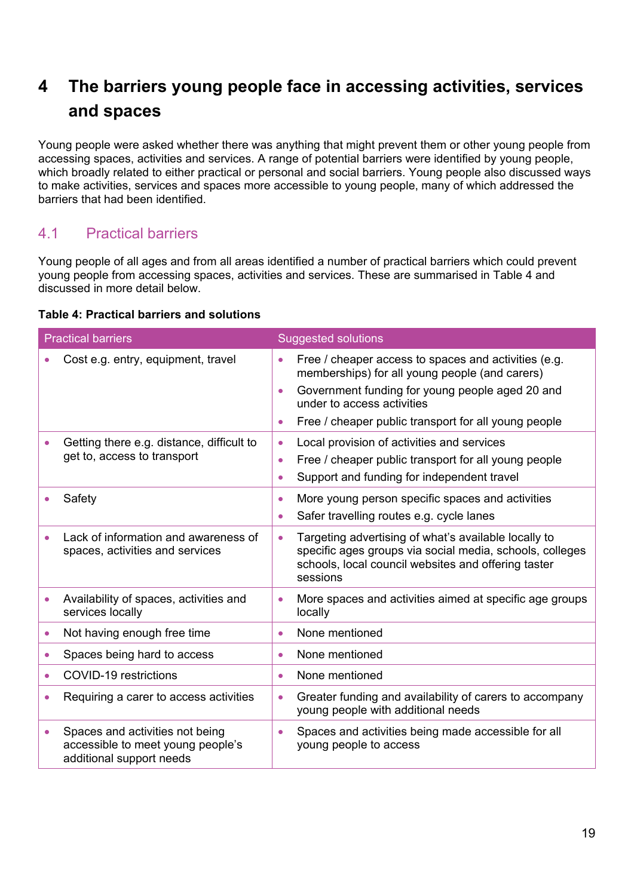# 4 The barriers young people face in accessing activities, services and spaces

Young people were asked whether there was anything that might prevent them or other young people from accessing spaces, activities and services. A range of potential barriers were identified by young people, which broadly related to either practical or personal and social barriers. Young people also discussed ways to make activities, services and spaces more accessible to young people, many of which addressed the barriers that had been identified.

## 4.1 Practical barriers

Young people of all ages and from all areas identified a number of practical barriers which could prevent young people from accessing spaces, activities and services. These are summarised in Table 4 and discussed in more detail below.

**Table 4: Practical barriers and solutions**

| Practical barriers | Suggested solutions |
|---|---|
| • Cost e.g. entry, equipment, travel | • Free / cheaper access to spaces and activities (e.g. memberships) for all young people (and carers)<br>• Government funding for young people aged 20 and under to access activities<br>• Free / cheaper public transport for all young people |
| • Getting there e.g. distance, difficult to get to, access to transport | • Local provision of activities and services<br>• Free / cheaper public transport for all young people<br>• Support and funding for independent travel |
| • Safety | • More young person specific spaces and activities<br>• Safer travelling routes e.g. cycle lanes |
| • Lack of information and awareness of spaces, activities and services | • Targeting advertising of what's available locally to specific ages groups via social media, schools, colleges schools, local council websites and offering taster sessions |
| • Availability of spaces, activities and services locally | • More spaces and activities aimed at specific age groups locally |
| • Not having enough free time | • None mentioned |
| • Spaces being hard to access | • None mentioned |
| • COVID-19 restrictions | • None mentioned |
| • Requiring a carer to access activities | • Greater funding and availability of carers to accompany young people with additional needs |
| • Spaces and activities not being accessible to meet young people's additional support needs | • Spaces and activities being made accessible for all young people to access |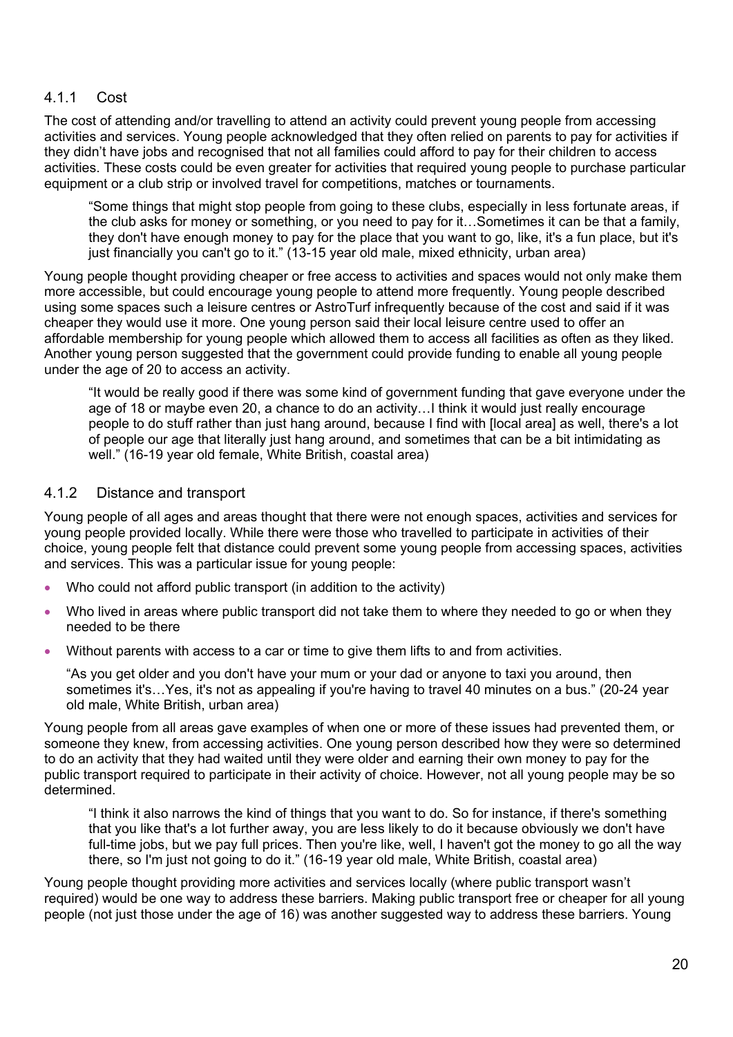### 4.1.1 Cost

The cost of attending and/or travelling to attend an activity could prevent young people from accessing activities and services. Young people acknowledged that they often relied on parents to pay for activities if they didn't have jobs and recognised that not all families could afford to pay for their children to access activities. These costs could be even greater for activities that required young people to purchase particular equipment or a club strip or involved travel for competitions, matches or tournaments.

> "Some things that might stop people from going to these clubs, especially in less fortunate areas, if the club asks for money or something, or you need to pay for it…Sometimes it can be that a family, they don't have enough money to pay for the place that you want to go, like, it's a fun place, but it's just financially you can't go to it." (13-15 year old male, mixed ethnicity, urban area)

Young people thought providing cheaper or free access to activities and spaces would not only make them more accessible, but could encourage young people to attend more frequently. Young people described using some spaces such a leisure centres or AstroTurf infrequently because of the cost and said if it was cheaper they would use it more. One young person said their local leisure centre used to offer an affordable membership for young people which allowed them to access all facilities as often as they liked. Another young person suggested that the government could provide funding to enable all young people under the age of 20 to access an activity.

> "It would be really good if there was some kind of government funding that gave everyone under the age of 18 or maybe even 20, a chance to do an activity…I think it would just really encourage people to do stuff rather than just hang around, because I find with [local area] as well, there's a lot of people our age that literally just hang around, and sometimes that can be a bit intimidating as well." (16-19 year old female, White British, coastal area)

### 4.1.2 Distance and transport

Young people of all ages and areas thought that there were not enough spaces, activities and services for young people provided locally. While there were those who travelled to participate in activities of their choice, young people felt that distance could prevent some young people from accessing spaces, activities and services. This was a particular issue for young people:

- Who could not afford public transport (in addition to the activity)
- Who lived in areas where public transport did not take them to where they needed to go or when they needed to be there
- Without parents with access to a car or time to give them lifts to and from activities.

> "As you get older and you don't have your mum or your dad or anyone to taxi you around, then sometimes it's…Yes, it's not as appealing if you're having to travel 40 minutes on a bus." (20-24 year old male, White British, urban area)

Young people from all areas gave examples of when one or more of these issues had prevented them, or someone they knew, from accessing activities. One young person described how they were so determined to do an activity that they had waited until they were older and earning their own money to pay for the public transport required to participate in their activity of choice. However, not all young people may be so determined.

> "I think it also narrows the kind of things that you want to do. So for instance, if there's something that you like that's a lot further away, you are less likely to do it because obviously we don't have full-time jobs, but we pay full prices. Then you're like, well, I haven't got the money to go all the way there, so I'm just not going to do it." (16-19 year old male, White British, coastal area)

Young people thought providing more activities and services locally (where public transport wasn't required) would be one way to address these barriers. Making public transport free or cheaper for all young people (not just those under the age of 16) was another suggested way to address these barriers. Young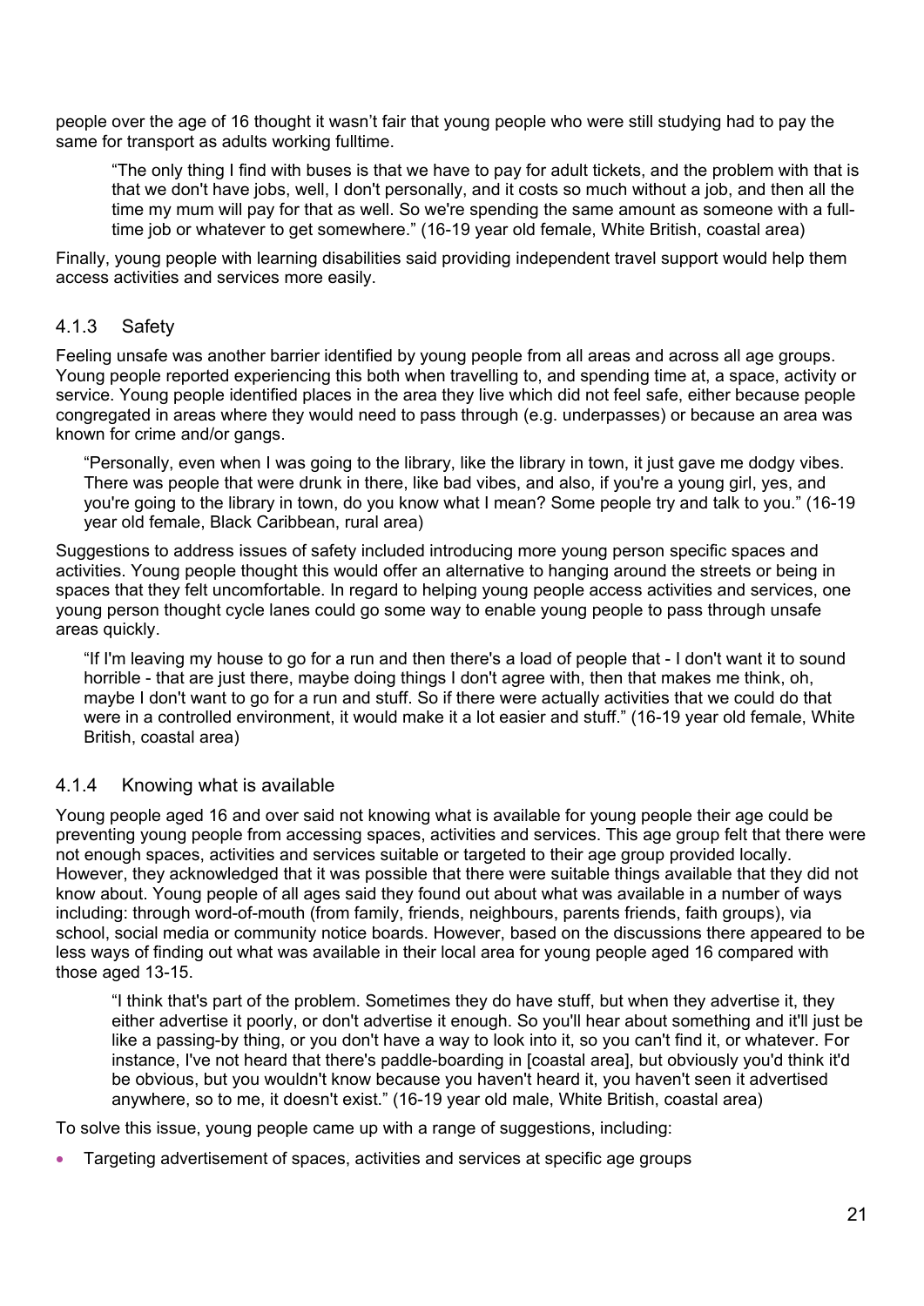people over the age of 16 thought it wasn't fair that young people who were still studying had to pay the same for transport as adults working fulltime.

> "The only thing I find with buses is that we have to pay for adult tickets, and the problem with that is that we don't have jobs, well, I don't personally, and it costs so much without a job, and then all the time my mum will pay for that as well. So we're spending the same amount as someone with a full-time job or whatever to get somewhere." (16-19 year old female, White British, coastal area)

Finally, young people with learning disabilities said providing independent travel support would help them access activities and services more easily.

### 4.1.3 Safety

Feeling unsafe was another barrier identified by young people from all areas and across all age groups. Young people reported experiencing this both when travelling to, and spending time at, a space, activity or service. Young people identified places in the area they live which did not feel safe, either because people congregated in areas where they would need to pass through (e.g. underpasses) or because an area was known for crime and/or gangs.

> "Personally, even when I was going to the library, like the library in town, it just gave me dodgy vibes. There was people that were drunk in there, like bad vibes, and also, if you're a young girl, yes, and you're going to the library in town, do you know what I mean? Some people try and talk to you." (16-19 year old female, Black Caribbean, rural area)

Suggestions to address issues of safety included introducing more young person specific spaces and activities. Young people thought this would offer an alternative to hanging around the streets or being in spaces that they felt uncomfortable. In regard to helping young people access activities and services, one young person thought cycle lanes could go some way to enable young people to pass through unsafe areas quickly.

> "If I'm leaving my house to go for a run and then there's a load of people that - I don't want it to sound horrible - that are just there, maybe doing things I don't agree with, then that makes me think, oh, maybe I don't want to go for a run and stuff. So if there were actually activities that we could do that were in a controlled environment, it would make it a lot easier and stuff." (16-19 year old female, White British, coastal area)

### 4.1.4 Knowing what is available

Young people aged 16 and over said not knowing what is available for young people their age could be preventing young people from accessing spaces, activities and services. This age group felt that there were not enough spaces, activities and services suitable or targeted to their age group provided locally. However, they acknowledged that it was possible that there were suitable things available that they did not know about. Young people of all ages said they found out about what was available in a number of ways including: through word-of-mouth (from family, friends, neighbours, parents friends, faith groups), via school, social media or community notice boards. However, based on the discussions there appeared to be less ways of finding out what was available in their local area for young people aged 16 compared with those aged 13-15.

> "I think that's part of the problem. Sometimes they do have stuff, but when they advertise it, they either advertise it poorly, or don't advertise it enough. So you'll hear about something and it'll just be like a passing-by thing, or you don't have a way to look into it, so you can't find it, or whatever. For instance, I've not heard that there's paddle-boarding in [coastal area], but obviously you'd think it'd be obvious, but you wouldn't know because you haven't heard it, you haven't seen it advertised anywhere, so to me, it doesn't exist." (16-19 year old male, White British, coastal area)

To solve this issue, young people came up with a range of suggestions, including:

- Targeting advertisement of spaces, activities and services at specific age groups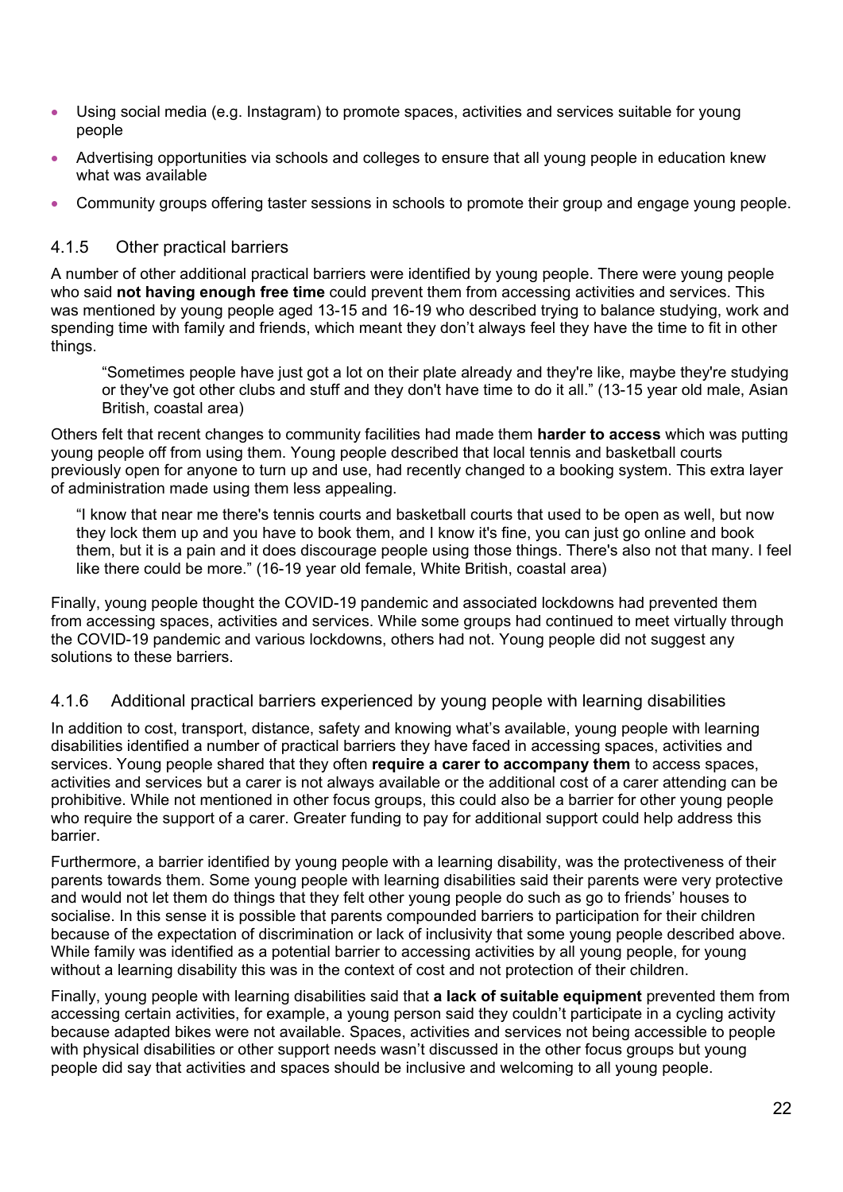- Using social media (e.g. Instagram) to promote spaces, activities and services suitable for young people
- Advertising opportunities via schools and colleges to ensure that all young people in education knew what was available
- Community groups offering taster sessions in schools to promote their group and engage young people.

### 4.1.5 Other practical barriers

A number of other additional practical barriers were identified by young people. There were young people who said **not having enough free time** could prevent them from accessing activities and services. This was mentioned by young people aged 13-15 and 16-19 who described trying to balance studying, work and spending time with family and friends, which meant they don't always feel they have the time to fit in other things.

> "Sometimes people have just got a lot on their plate already and they're like, maybe they're studying or they've got other clubs and stuff and they don't have time to do it all." (13-15 year old male, Asian British, coastal area)

Others felt that recent changes to community facilities had made them **harder to access** which was putting young people off from using them. Young people described that local tennis and basketball courts previously open for anyone to turn up and use, had recently changed to a booking system. This extra layer of administration made using them less appealing.

> "I know that near me there's tennis courts and basketball courts that used to be open as well, but now they lock them up and you have to book them, and I know it's fine, you can just go online and book them, but it is a pain and it does discourage people using those things. There's also not that many. I feel like there could be more." (16-19 year old female, White British, coastal area)

Finally, young people thought the COVID-19 pandemic and associated lockdowns had prevented them from accessing spaces, activities and services. While some groups had continued to meet virtually through the COVID-19 pandemic and various lockdowns, others had not. Young people did not suggest any solutions to these barriers.

### 4.1.6 Additional practical barriers experienced by young people with learning disabilities

In addition to cost, transport, distance, safety and knowing what's available, young people with learning disabilities identified a number of practical barriers they have faced in accessing spaces, activities and services. Young people shared that they often **require a carer to accompany them** to access spaces, activities and services but a carer is not always available or the additional cost of a carer attending can be prohibitive. While not mentioned in other focus groups, this could also be a barrier for other young people who require the support of a carer. Greater funding to pay for additional support could help address this barrier.

Furthermore, a barrier identified by young people with a learning disability, was the protectiveness of their parents towards them. Some young people with learning disabilities said their parents were very protective and would not let them do things that they felt other young people do such as go to friends' houses to socialise. In this sense it is possible that parents compounded barriers to participation for their children because of the expectation of discrimination or lack of inclusivity that some young people described above. While family was identified as a potential barrier to accessing activities by all young people, for young without a learning disability this was in the context of cost and not protection of their children.

Finally, young people with learning disabilities said that **a lack of suitable equipment** prevented them from accessing certain activities, for example, a young person said they couldn't participate in a cycling activity because adapted bikes were not available. Spaces, activities and services not being accessible to people with physical disabilities or other support needs wasn't discussed in the other focus groups but young people did say that activities and spaces should be inclusive and welcoming to all young people.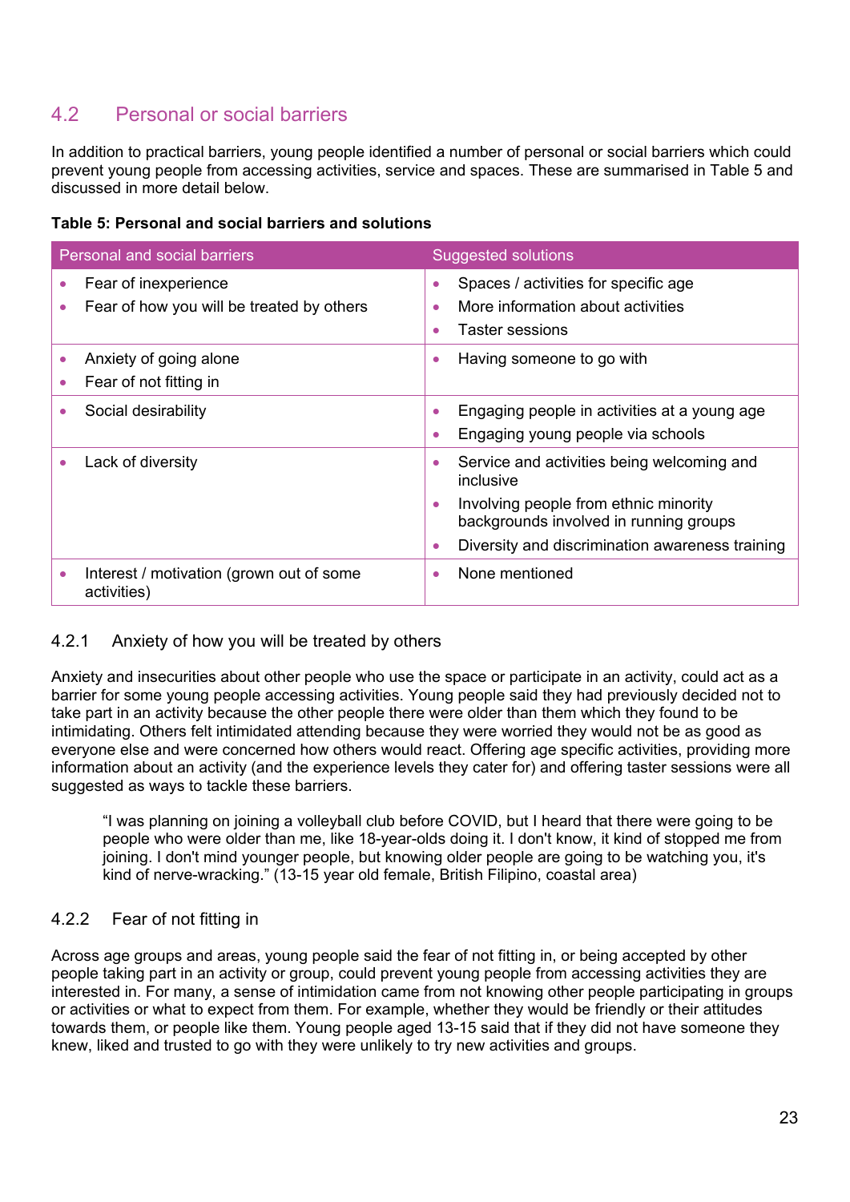## 4.2 Personal or social barriers

In addition to practical barriers, young people identified a number of personal or social barriers which could prevent young people from accessing activities, service and spaces. These are summarised in Table 5 and discussed in more detail below.

**Table 5: Personal and social barriers and solutions**

| Personal and social barriers | Suggested solutions |
|---|---|
| • Fear of inexperience<br>• Fear of how you will be treated by others | • Spaces / activities for specific age<br>• More information about activities<br>• Taster sessions |
| • Anxiety of going alone<br>• Fear of not fitting in | • Having someone to go with |
| • Social desirability | • Engaging people in activities at a young age<br>• Engaging young people via schools |
| • Lack of diversity | • Service and activities being welcoming and inclusive<br>• Involving people from ethnic minority backgrounds involved in running groups<br>• Diversity and discrimination awareness training |
| • Interest / motivation (grown out of some activities) | • None mentioned |

### 4.2.1 Anxiety of how you will be treated by others

Anxiety and insecurities about other people who use the space or participate in an activity, could act as a barrier for some young people accessing activities. Young people said they had previously decided not to take part in an activity because the other people there were older than them which they found to be intimidating. Others felt intimidated attending because they were worried they would not be as good as everyone else and were concerned how others would react. Offering age specific activities, providing more information about an activity (and the experience levels they cater for) and offering taster sessions were all suggested as ways to tackle these barriers.

> "I was planning on joining a volleyball club before COVID, but I heard that there were going to be people who were older than me, like 18-year-olds doing it. I don't know, it kind of stopped me from joining. I don't mind younger people, but knowing older people are going to be watching you, it's kind of nerve-wracking." (13-15 year old female, British Filipino, coastal area)

### 4.2.2 Fear of not fitting in

Across age groups and areas, young people said the fear of not fitting in, or being accepted by other people taking part in an activity or group, could prevent young people from accessing activities they are interested in. For many, a sense of intimidation came from not knowing other people participating in groups or activities or what to expect from them. For example, whether they would be friendly or their attitudes towards them, or people like them. Young people aged 13-15 said that if they did not have someone they knew, liked and trusted to go with they were unlikely to try new activities and groups.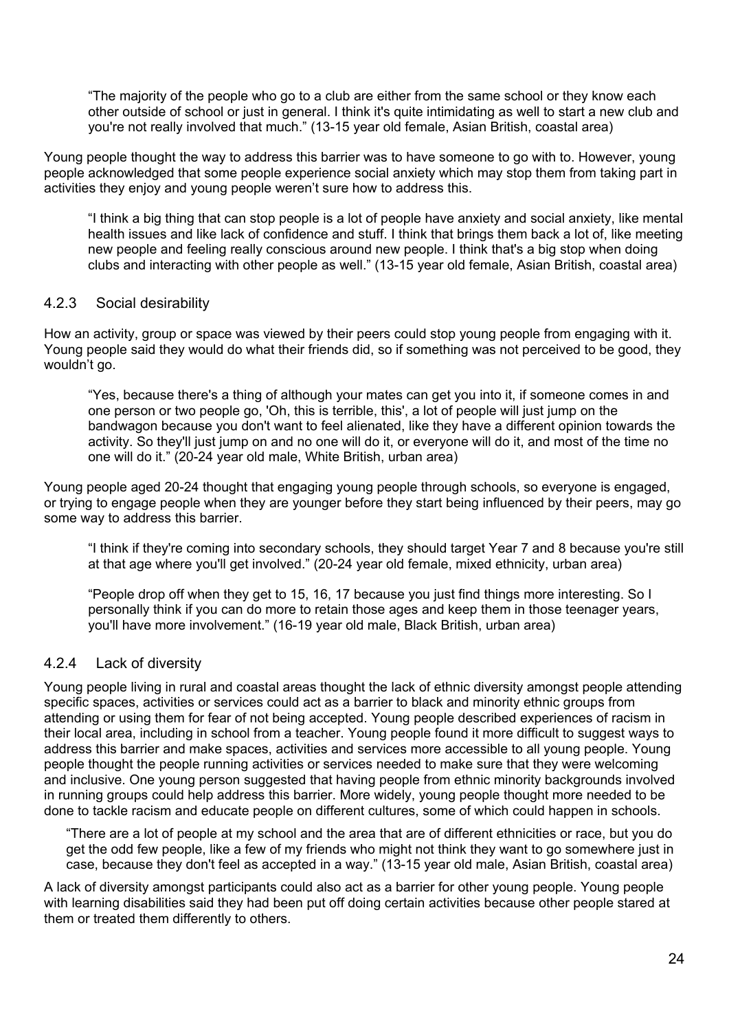> "The majority of the people who go to a club are either from the same school or they know each other outside of school or just in general. I think it's quite intimidating as well to start a new club and you're not really involved that much." (13-15 year old female, Asian British, coastal area)

Young people thought the way to address this barrier was to have someone to go with to. However, young people acknowledged that some people experience social anxiety which may stop them from taking part in activities they enjoy and young people weren't sure how to address this.

> "I think a big thing that can stop people is a lot of people have anxiety and social anxiety, like mental health issues and like lack of confidence and stuff. I think that brings them back a lot of, like meeting new people and feeling really conscious around new people. I think that's a big stop when doing clubs and interacting with other people as well." (13-15 year old female, Asian British, coastal area)

### 4.2.3 Social desirability

How an activity, group or space was viewed by their peers could stop young people from engaging with it. Young people said they would do what their friends did, so if something was not perceived to be good, they wouldn't go.

> "Yes, because there's a thing of although your mates can get you into it, if someone comes in and one person or two people go, 'Oh, this is terrible, this', a lot of people will just jump on the bandwagon because you don't want to feel alienated, like they have a different opinion towards the activity. So they'll just jump on and no one will do it, or everyone will do it, and most of the time no one will do it." (20-24 year old male, White British, urban area)

Young people aged 20-24 thought that engaging young people through schools, so everyone is engaged, or trying to engage people when they are younger before they start being influenced by their peers, may go some way to address this barrier.

> "I think if they're coming into secondary schools, they should target Year 7 and 8 because you're still at that age where you'll get involved." (20-24 year old female, mixed ethnicity, urban area)

> "People drop off when they get to 15, 16, 17 because you just find things more interesting. So I personally think if you can do more to retain those ages and keep them in those teenager years, you'll have more involvement." (16-19 year old male, Black British, urban area)

### 4.2.4 Lack of diversity

Young people living in rural and coastal areas thought the lack of ethnic diversity amongst people attending specific spaces, activities or services could act as a barrier to black and minority ethnic groups from attending or using them for fear of not being accepted. Young people described experiences of racism in their local area, including in school from a teacher. Young people found it more difficult to suggest ways to address this barrier and make spaces, activities and services more accessible to all young people. Young people thought the people running activities or services needed to make sure that they were welcoming and inclusive. One young person suggested that having people from ethnic minority backgrounds involved in running groups could help address this barrier. More widely, young people thought more needed to be done to tackle racism and educate people on different cultures, some of which could happen in schools.

> "There are a lot of people at my school and the area that are of different ethnicities or race, but you do get the odd few people, like a few of my friends who might not think they want to go somewhere just in case, because they don't feel as accepted in a way." (13-15 year old male, Asian British, coastal area)

A lack of diversity amongst participants could also act as a barrier for other young people. Young people with learning disabilities said they had been put off doing certain activities because other people stared at them or treated them differently to others.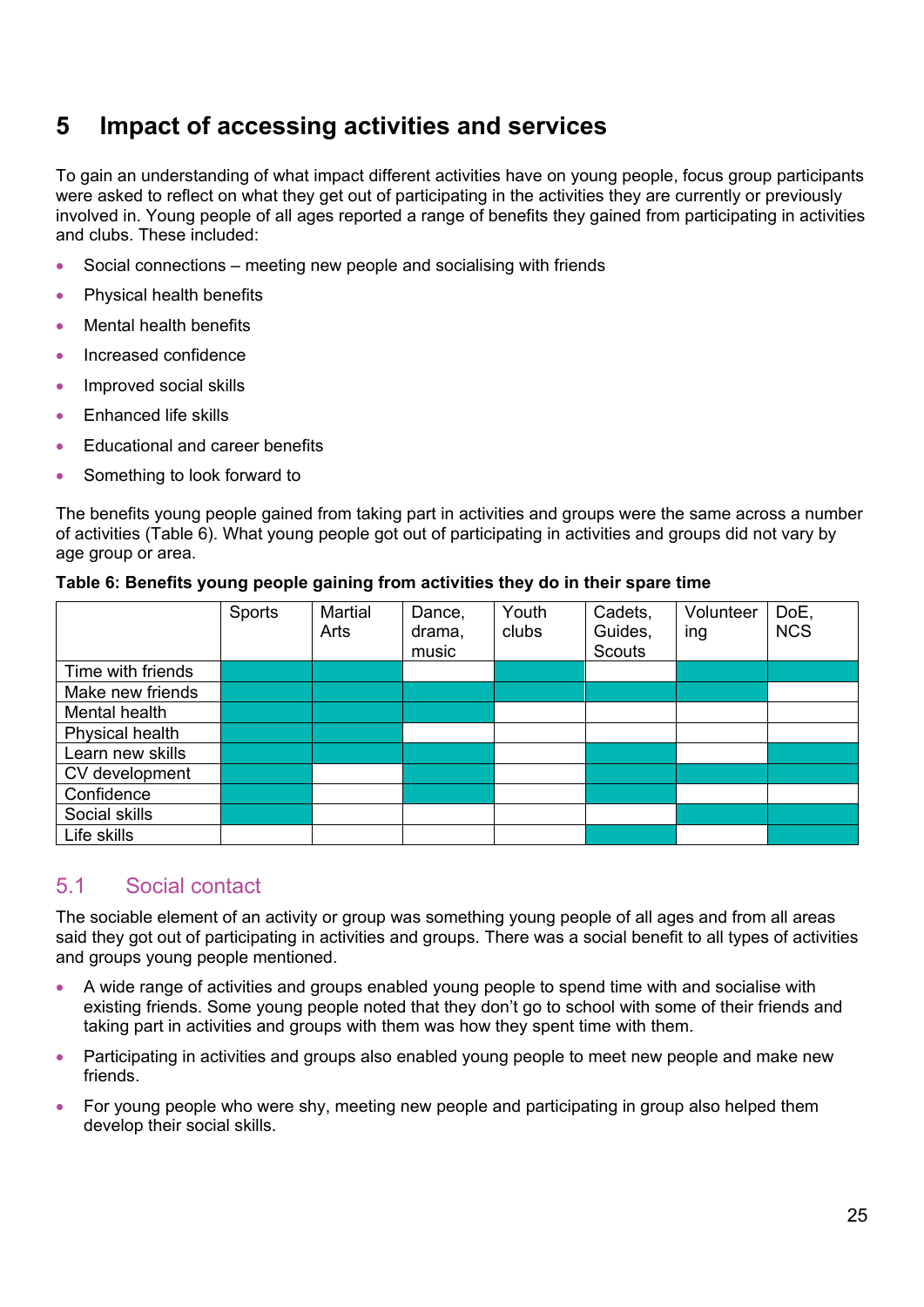# 5 Impact of accessing activities and services

To gain an understanding of what impact different activities have on young people, focus group participants were asked to reflect on what they get out of participating in the activities they are currently or previously involved in. Young people of all ages reported a range of benefits they gained from participating in activities and clubs. These included:

- Social connections – meeting new people and socialising with friends
- Physical health benefits
- Mental health benefits
- Increased confidence
- Improved social skills
- Enhanced life skills
- Educational and career benefits
- Something to look forward to

The benefits young people gained from taking part in activities and groups were the same across a number of activities (Table 6). What young people got out of participating in activities and groups did not vary by age group or area.

**Table 6: Benefits young people gaining from activities they do in their spare time**

| | Sports | Martial Arts | Dance, drama, music | Youth clubs | Cadets, Guides, Scouts | Volunteering | DoE, NCS |
|---|---|---|---|---|---|---|---|
| Time with friends | ■ | ■ | | ■ | | ■ | ■ |
| Make new friends | ■ | ■ | ■ | ■ | ■ | ■ | |
| Mental health | ■ | ■ | ■ | | | | |
| Physical health | ■ | ■ | | | | | |
| Learn new skills | ■ | ■ | | | ■ | | ■ |
| CV development | ■ | | ■ | | ■ | ■ | ■ |
| Confidence | ■ | | ■ | | ■ | | |
| Social skills | ■ | | | | | ■ | ■ |
| Life skills | | | | | ■ | | ■ |

## 5.1 Social contact

The sociable element of an activity or group was something young people of all ages and from all areas said they got out of participating in activities and groups. There was a social benefit to all types of activities and groups young people mentioned.

- A wide range of activities and groups enabled young people to spend time with and socialise with existing friends. Some young people noted that they don't go to school with some of their friends and taking part in activities and groups with them was how they spent time with them.
- Participating in activities and groups also enabled young people to meet new people and make new friends.
- For young people who were shy, meeting new people and participating in group also helped them develop their social skills.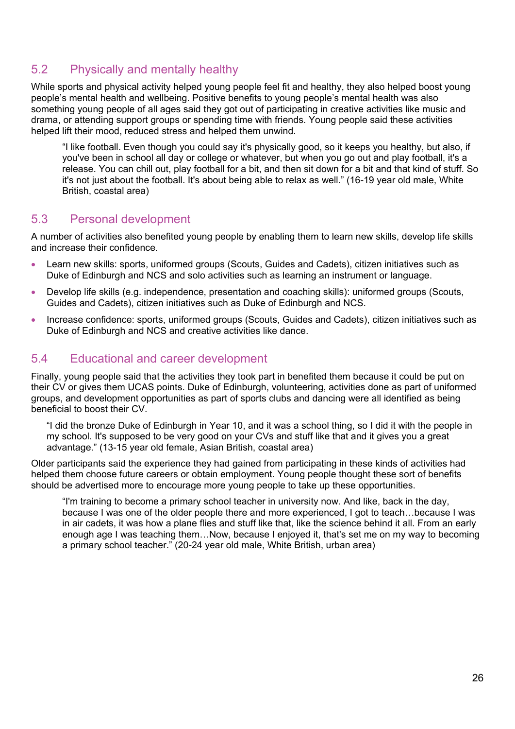## 5.2 Physically and mentally healthy

While sports and physical activity helped young people feel fit and healthy, they also helped boost young people's mental health and wellbeing. Positive benefits to young people's mental health was also something young people of all ages said they got out of participating in creative activities like music and drama, or attending support groups or spending time with friends. Young people said these activities helped lift their mood, reduced stress and helped them unwind.

> "I like football. Even though you could say it's physically good, so it keeps you healthy, but also, if you've been in school all day or college or whatever, but when you go out and play football, it's a release. You can chill out, play football for a bit, and then sit down for a bit and that kind of stuff. So it's not just about the football. It's about being able to relax as well." (16-19 year old male, White British, coastal area)

## 5.3 Personal development

A number of activities also benefited young people by enabling them to learn new skills, develop life skills and increase their confidence.

- Learn new skills: sports, uniformed groups (Scouts, Guides and Cadets), citizen initiatives such as Duke of Edinburgh and NCS and solo activities such as learning an instrument or language.
- Develop life skills (e.g. independence, presentation and coaching skills): uniformed groups (Scouts, Guides and Cadets), citizen initiatives such as Duke of Edinburgh and NCS.
- Increase confidence: sports, uniformed groups (Scouts, Guides and Cadets), citizen initiatives such as Duke of Edinburgh and NCS and creative activities like dance.

## 5.4 Educational and career development

Finally, young people said that the activities they took part in benefited them because it could be put on their CV or gives them UCAS points. Duke of Edinburgh, volunteering, activities done as part of uniformed groups, and development opportunities as part of sports clubs and dancing were all identified as being beneficial to boost their CV.

> "I did the bronze Duke of Edinburgh in Year 10, and it was a school thing, so I did it with the people in my school. It's supposed to be very good on your CVs and stuff like that and it gives you a great advantage." (13-15 year old female, Asian British, coastal area)

Older participants said the experience they had gained from participating in these kinds of activities had helped them choose future careers or obtain employment. Young people thought these sort of benefits should be advertised more to encourage more young people to take up these opportunities.

> "I'm training to become a primary school teacher in university now. And like, back in the day, because I was one of the older people there and more experienced, I got to teach…because I was in air cadets, it was how a plane flies and stuff like that, like the science behind it all. From an early enough age I was teaching them…Now, because I enjoyed it, that's set me on my way to becoming a primary school teacher." (20-24 year old male, White British, urban area)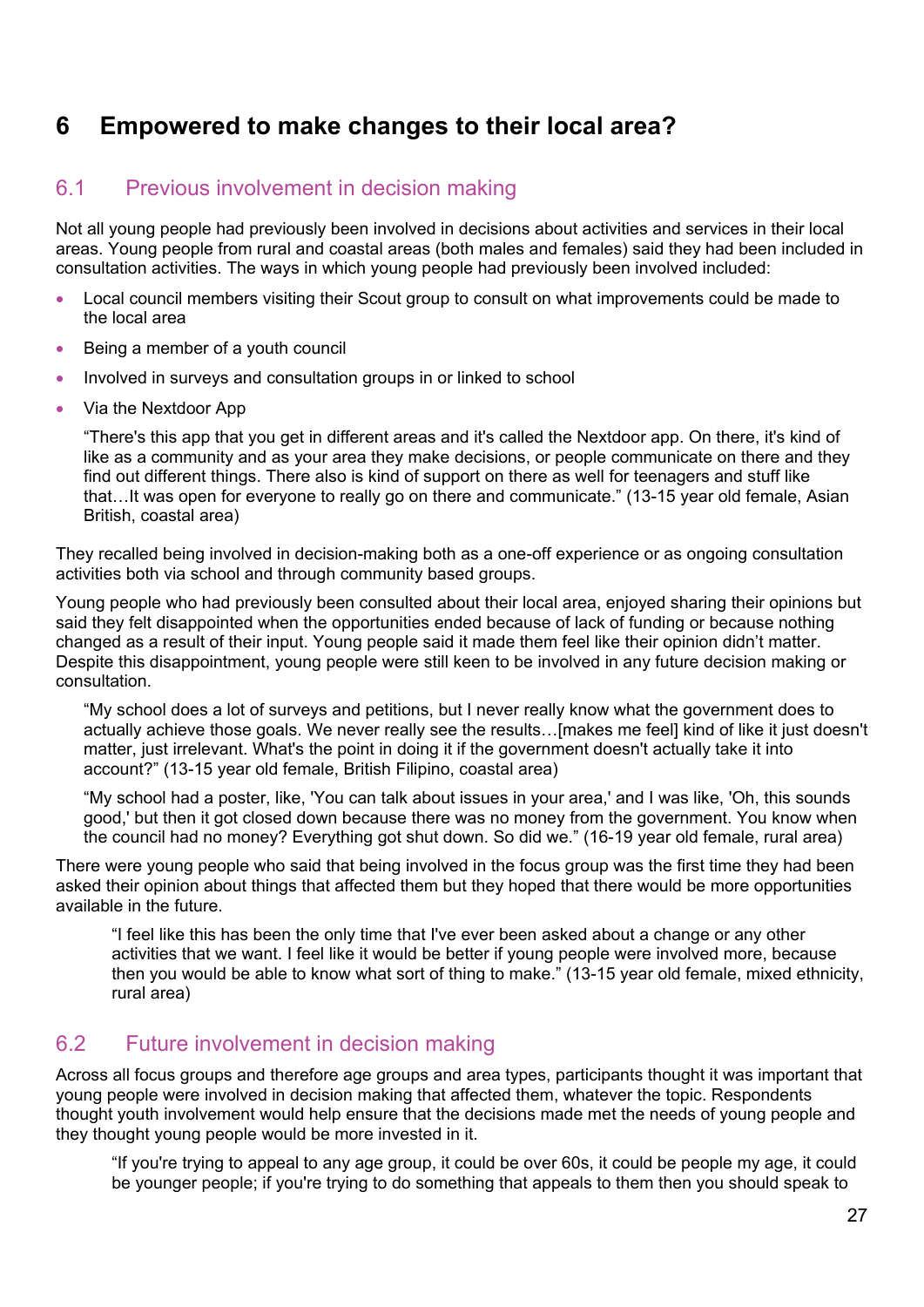# 6 Empowered to make changes to their local area?

## 6.1 Previous involvement in decision making

Not all young people had previously been involved in decisions about activities and services in their local areas. Young people from rural and coastal areas (both males and females) said they had been included in consultation activities. The ways in which young people had previously been involved included:

- Local council members visiting their Scout group to consult on what improvements could be made to the local area
- Being a member of a youth council
- Involved in surveys and consultation groups in or linked to school
- Via the Nextdoor App

  "There's this app that you get in different areas and it's called the Nextdoor app. On there, it's kind of like as a community and as your area they make decisions, or people communicate on there and they find out different things. There also is kind of support on there as well for teenagers and stuff like that…It was open for everyone to really go on there and communicate." (13-15 year old female, Asian British, coastal area)

They recalled being involved in decision-making both as a one-off experience or as ongoing consultation activities both via school and through community based groups.

Young people who had previously been consulted about their local area, enjoyed sharing their opinions but said they felt disappointed when the opportunities ended because of lack of funding or because nothing changed as a result of their input. Young people said it made them feel like their opinion didn't matter. Despite this disappointment, young people were still keen to be involved in any future decision making or consultation.

> "My school does a lot of surveys and petitions, but I never really know what the government does to actually achieve those goals. We never really see the results…[makes me feel] kind of like it just doesn't matter, just irrelevant. What's the point in doing it if the government doesn't actually take it into account?" (13-15 year old female, British Filipino, coastal area)

> "My school had a poster, like, 'You can talk about issues in your area,' and I was like, 'Oh, this sounds good,' but then it got closed down because there was no money from the government. You know when the council had no money? Everything got shut down. So did we." (16-19 year old female, rural area)

There were young people who said that being involved in the focus group was the first time they had been asked their opinion about things that affected them but they hoped that there would be more opportunities available in the future.

> "I feel like this has been the only time that I've ever been asked about a change or any other activities that we want. I feel like it would be better if young people were involved more, because then you would be able to know what sort of thing to make." (13-15 year old female, mixed ethnicity, rural area)

## 6.2 Future involvement in decision making

Across all focus groups and therefore age groups and area types, participants thought it was important that young people were involved in decision making that affected them, whatever the topic. Respondents thought youth involvement would help ensure that the decisions made met the needs of young people and they thought young people would be more invested in it.

> "If you're trying to appeal to any age group, it could be over 60s, it could be people my age, it could be younger people; if you're trying to do something that appeals to them then you should speak to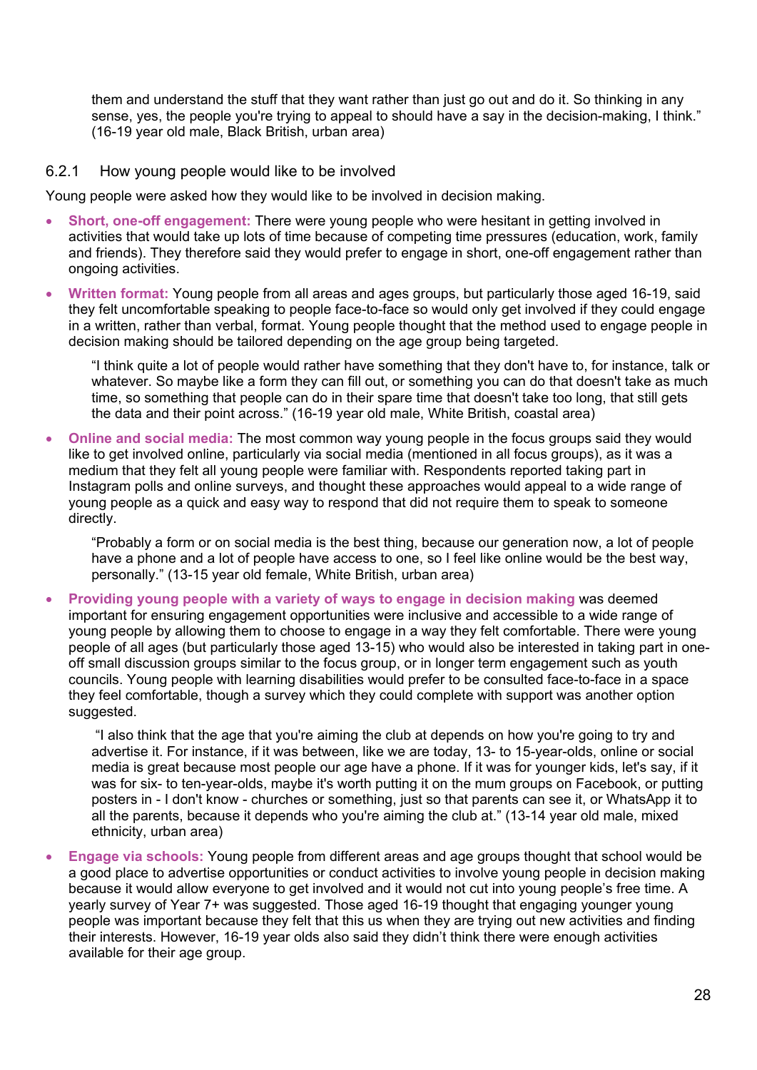> them and understand the stuff that they want rather than just go out and do it. So thinking in any sense, yes, the people you're trying to appeal to should have a say in the decision-making, I think." (16-19 year old male, Black British, urban area)

### 6.2.1 How young people would like to be involved

Young people were asked how they would like to be involved in decision making.

- **Short, one-off engagement:** There were young people who were hesitant in getting involved in activities that would take up lots of time because of competing time pressures (education, work, family and friends). They therefore said they would prefer to engage in short, one-off engagement rather than ongoing activities.
- **Written format:** Young people from all areas and ages groups, but particularly those aged 16-19, said they felt uncomfortable speaking to people face-to-face so would only get involved if they could engage in a written, rather than verbal, format. Young people thought that the method used to engage people in decision making should be tailored depending on the age group being targeted.

  > "I think quite a lot of people would rather have something that they don't have to, for instance, talk or whatever. So maybe like a form they can fill out, or something you can do that doesn't take as much time, so something that people can do in their spare time that doesn't take too long, that still gets the data and their point across." (16-19 year old male, White British, coastal area)

- **Online and social media:** The most common way young people in the focus groups said they would like to get involved online, particularly via social media (mentioned in all focus groups), as it was a medium that they felt all young people were familiar with. Respondents reported taking part in Instagram polls and online surveys, and thought these approaches would appeal to a wide range of young people as a quick and easy way to respond that did not require them to speak to someone directly.

  > "Probably a form or on social media is the best thing, because our generation now, a lot of people have a phone and a lot of people have access to one, so I feel like online would be the best way, personally." (13-15 year old female, White British, urban area)

- **Providing young people with a variety of ways to engage in decision making** was deemed important for ensuring engagement opportunities were inclusive and accessible to a wide range of young people by allowing them to choose to engage in a way they felt comfortable. There were young people of all ages (but particularly those aged 13-15) who would also be interested in taking part in one-off small discussion groups similar to the focus group, or in longer term engagement such as youth councils. Young people with learning disabilities would prefer to be consulted face-to-face in a space they feel comfortable, though a survey which they could complete with support was another option suggested.

  > "I also think that the age that you're aiming the club at depends on how you're going to try and advertise it. For instance, if it was between, like we are today, 13- to 15-year-olds, online or social media is great because most people our age have a phone. If it was for younger kids, let's say, if it was for six- to ten-year-olds, maybe it's worth putting it on the mum groups on Facebook, or putting posters in - I don't know - churches or something, just so that parents can see it, or WhatsApp it to all the parents, because it depends who you're aiming the club at." (13-14 year old male, mixed ethnicity, urban area)

- **Engage via schools:** Young people from different areas and age groups thought that school would be a good place to advertise opportunities or conduct activities to involve young people in decision making because it would allow everyone to get involved and it would not cut into young people's free time. A yearly survey of Year 7+ was suggested. Those aged 16-19 thought that engaging younger young people was important because they felt that this us when they are trying out new activities and finding their interests. However, 16-19 year olds also said they didn't think there were enough activities available for their age group.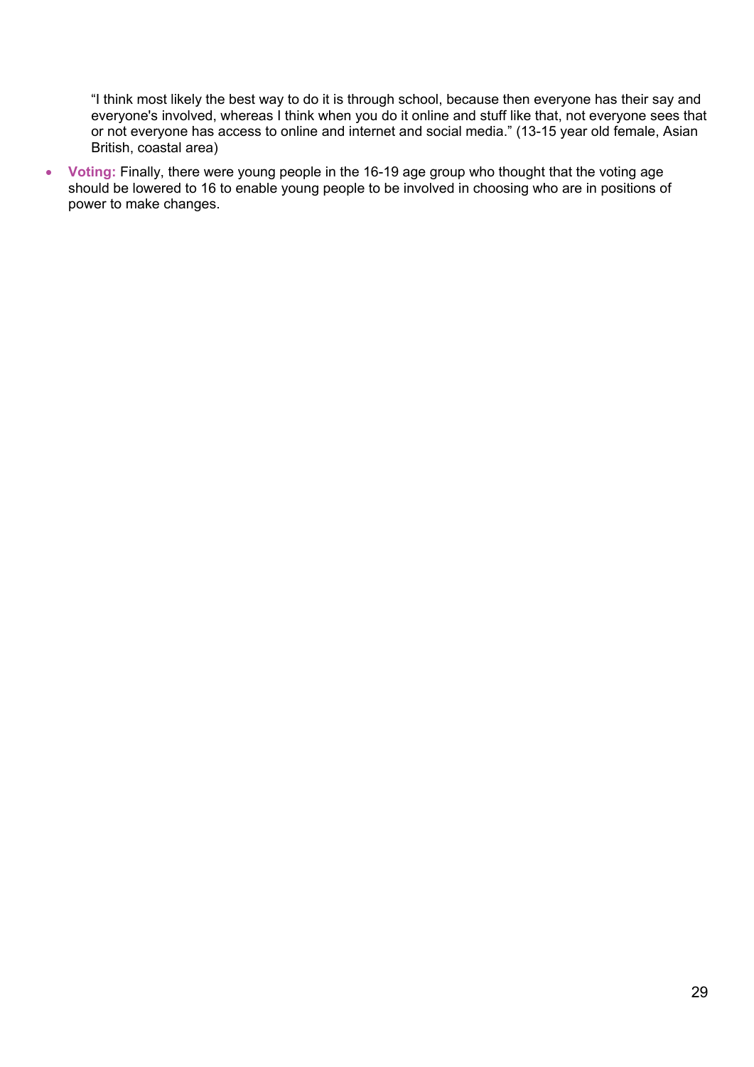"I think most likely the best way to do it is through school, because then everyone has their say and everyone's involved, whereas I think when you do it online and stuff like that, not everyone sees that or not everyone has access to online and internet and social media." (13-15 year old female, Asian British, coastal area)

- **Voting:** Finally, there were young people in the 16-19 age group who thought that the voting age should be lowered to 16 to enable young people to be involved in choosing who are in positions of power to make changes.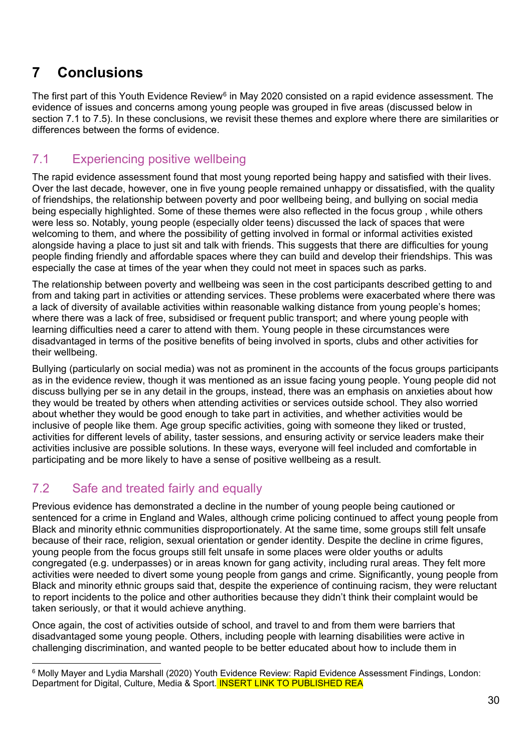# 7 Conclusions

The first part of this Youth Evidence Review[6] in May 2020 consisted on a rapid evidence assessment. The evidence of issues and concerns among young people was grouped in five areas (discussed below in section 7.1 to 7.5). In these conclusions, we revisit these themes and explore where there are similarities or differences between the forms of evidence.

## 7.1 Experiencing positive wellbeing

The rapid evidence assessment found that most young reported being happy and satisfied with their lives. Over the last decade, however, one in five young people remained unhappy or dissatisfied, with the quality of friendships, the relationship between poverty and poor wellbeing being, and bullying on social media being especially highlighted. Some of these themes were also reflected in the focus group , while others were less so. Notably, young people (especially older teens) discussed the lack of spaces that were welcoming to them, and where the possibility of getting involved in formal or informal activities existed alongside having a place to just sit and talk with friends. This suggests that there are difficulties for young people finding friendly and affordable spaces where they can build and develop their friendships. This was especially the case at times of the year when they could not meet in spaces such as parks.

The relationship between poverty and wellbeing was seen in the cost participants described getting to and from and taking part in activities or attending services. These problems were exacerbated where there was a lack of diversity of available activities within reasonable walking distance from young people's homes; where there was a lack of free, subsidised or frequent public transport; and where young people with learning difficulties need a carer to attend with them. Young people in these circumstances were disadvantaged in terms of the positive benefits of being involved in sports, clubs and other activities for their wellbeing.

Bullying (particularly on social media) was not as prominent in the accounts of the focus groups participants as in the evidence review, though it was mentioned as an issue facing young people. Young people did not discuss bullying per se in any detail in the groups, instead, there was an emphasis on anxieties about how they would be treated by others when attending activities or services outside school. They also worried about whether they would be good enough to take part in activities, and whether activities would be inclusive of people like them. Age group specific activities, going with someone they liked or trusted, activities for different levels of ability, taster sessions, and ensuring activity or service leaders make their activities inclusive are possible solutions. In these ways, everyone will feel included and comfortable in participating and be more likely to have a sense of positive wellbeing as a result.

## 7.2 Safe and treated fairly and equally

Previous evidence has demonstrated a decline in the number of young people being cautioned or sentenced for a crime in England and Wales, although crime policing continued to affect young people from Black and minority ethnic communities disproportionately. At the same time, some groups still felt unsafe because of their race, religion, sexual orientation or gender identity. Despite the decline in crime figures, young people from the focus groups still felt unsafe in some places were older youths or adults congregated (e.g. underpasses) or in areas known for gang activity, including rural areas. They felt more activities were needed to divert some young people from gangs and crime. Significantly, young people from Black and minority ethnic groups said that, despite the experience of continuing racism, they were reluctant to report incidents to the police and other authorities because they didn't think their complaint would be taken seriously, or that it would achieve anything.

Once again, the cost of activities outside of school, and travel to and from them were barriers that disadvantaged some young people. Others, including people with learning disabilities were active in challenging discrimination, and wanted people to be better educated about how to include them in

[6] Molly Mayer and Lydia Marshall (2020) Youth Evidence Review: Rapid Evidence Assessment Findings, London: Department for Digital, Culture, Media & Sport. INSERT LINK TO PUBLISHED REA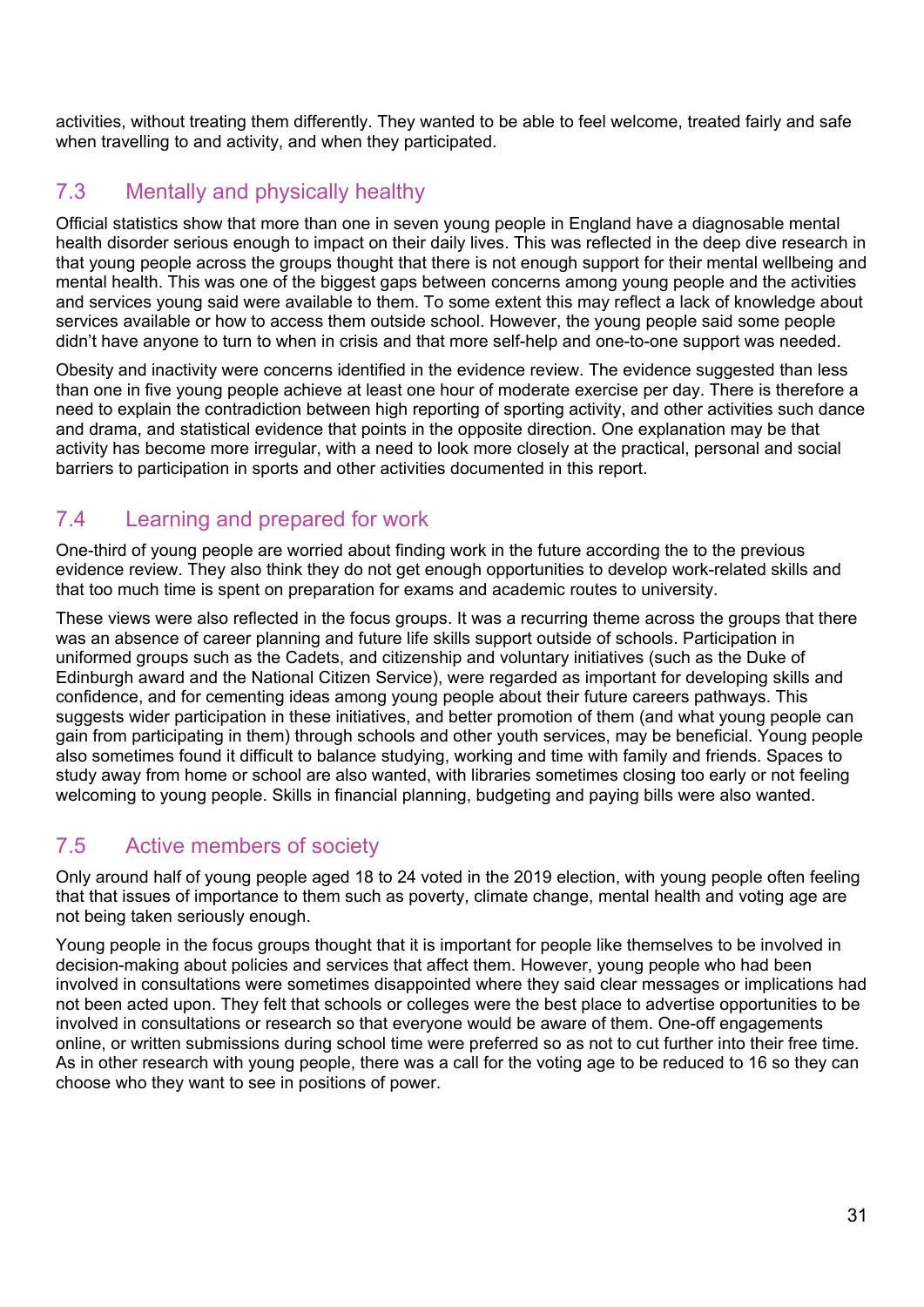activities, without treating them differently. They wanted to be able to feel welcome, treated fairly and safe when travelling to and activity, and when they participated.

## 7.3 Mentally and physically healthy

Official statistics show that more than one in seven young people in England have a diagnosable mental health disorder serious enough to impact on their daily lives. This was reflected in the deep dive research in that young people across the groups thought that there is not enough support for their mental wellbeing and mental health. This was one of the biggest gaps between concerns among young people and the activities and services young said were available to them. To some extent this may reflect a lack of knowledge about services available or how to access them outside school. However, the young people said some people didn't have anyone to turn to when in crisis and that more self-help and one-to-one support was needed.

Obesity and inactivity were concerns identified in the evidence review. The evidence suggested than less than one in five young people achieve at least one hour of moderate exercise per day. There is therefore a need to explain the contradiction between high reporting of sporting activity, and other activities such dance and drama, and statistical evidence that points in the opposite direction. One explanation may be that activity has become more irregular, with a need to look more closely at the practical, personal and social barriers to participation in sports and other activities documented in this report.

## 7.4 Learning and prepared for work

One-third of young people are worried about finding work in the future according the to the previous evidence review. They also think they do not get enough opportunities to develop work-related skills and that too much time is spent on preparation for exams and academic routes to university.

These views were also reflected in the focus groups. It was a recurring theme across the groups that there was an absence of career planning and future life skills support outside of schools. Participation in uniformed groups such as the Cadets, and citizenship and voluntary initiatives (such as the Duke of Edinburgh award and the National Citizen Service), were regarded as important for developing skills and confidence, and for cementing ideas among young people about their future careers pathways. This suggests wider participation in these initiatives, and better promotion of them (and what young people can gain from participating in them) through schools and other youth services, may be beneficial. Young people also sometimes found it difficult to balance studying, working and time with family and friends. Spaces to study away from home or school are also wanted, with libraries sometimes closing too early or not feeling welcoming to young people. Skills in financial planning, budgeting and paying bills were also wanted.

## 7.5 Active members of society

Only around half of young people aged 18 to 24 voted in the 2019 election, with young people often feeling that that issues of importance to them such as poverty, climate change, mental health and voting age are not being taken seriously enough.

Young people in the focus groups thought that it is important for people like themselves to be involved in decision-making about policies and services that affect them. However, young people who had been involved in consultations were sometimes disappointed where they said clear messages or implications had not been acted upon. They felt that schools or colleges were the best place to advertise opportunities to be involved in consultations or research so that everyone would be aware of them. One-off engagements online, or written submissions during school time were preferred so as not to cut further into their free time. As in other research with young people, there was a call for the voting age to be reduced to 16 so they can choose who they want to see in positions of power.